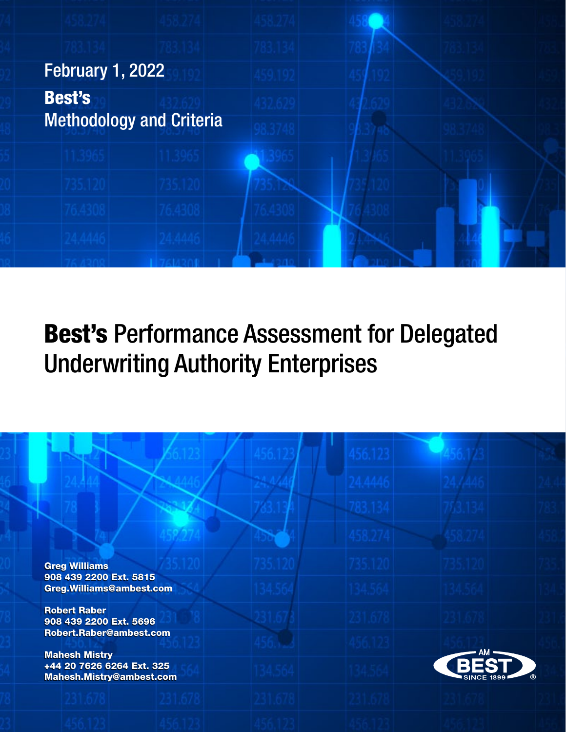February 1, 2022

**Best's**
Methodology and Criteria

# **Best's** Performance Assessment for Delegated Underwriting Authority Enterprises

**Greg Williams**
**908 439 2200 Ext. 5815**
**Greg.Williams@ambest.com**

**Robert Raber**
**908 439 2200 Ext. 5696**
**Robert.Raber@ambest.com**

**Mahesh Mistry**
**+44 20 7626 6264 Ext. 325**
**Mahesh.Mistry@ambest.com**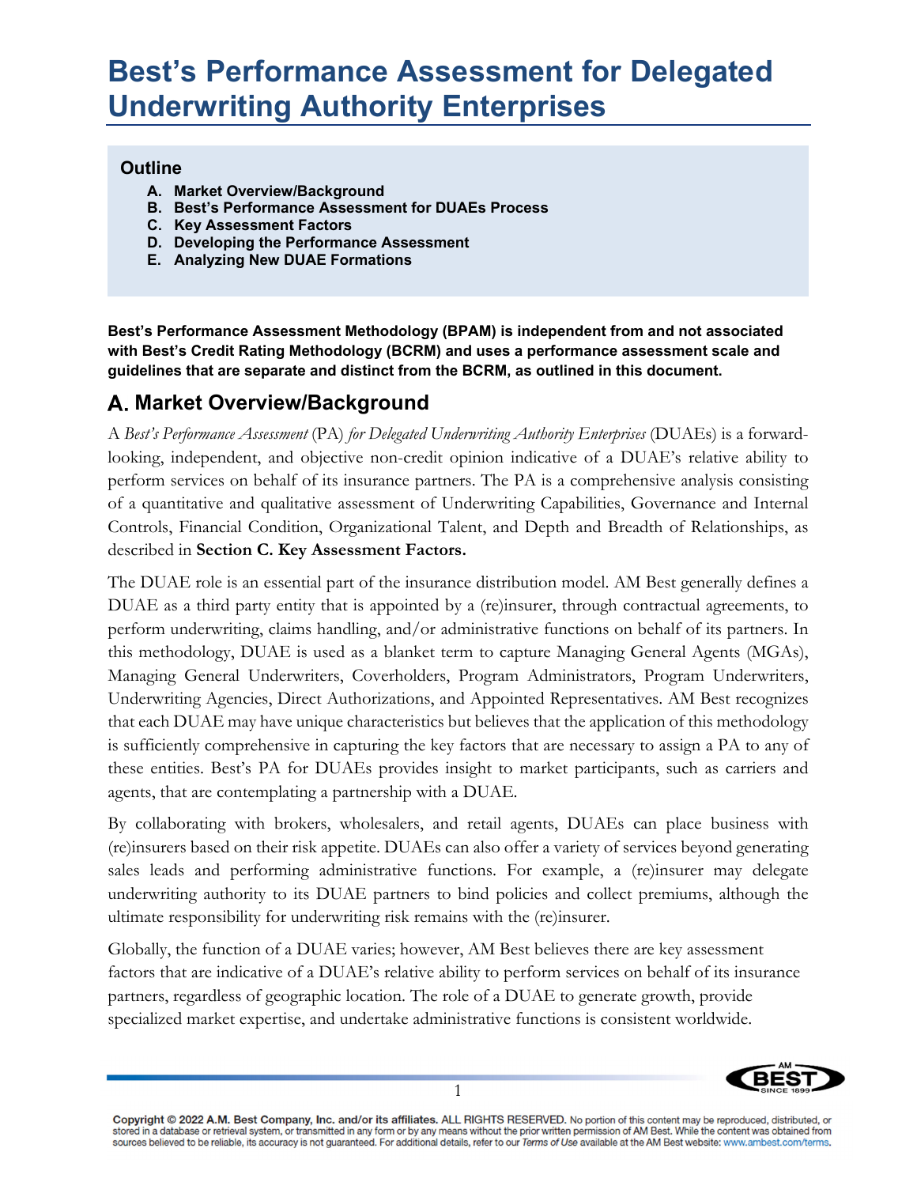# Best's Performance Assessment for Delegated Underwriting Authority Enterprises

### Outline

- A. Market Overview/Background
- B. Best's Performance Assessment for DUAEs Process
- C. Key Assessment Factors
- D. Developing the Performance Assessment
- E. Analyzing New DUAE Formations

**Best's Performance Assessment Methodology (BPAM) is independent from and not associated with Best's Credit Rating Methodology (BCRM) and uses a performance assessment scale and guidelines that are separate and distinct from the BCRM, as outlined in this document.**

## A. Market Overview/Background

A *Best's Performance Assessment* (PA) *for Delegated Underwriting Authority Enterprises* (DUAEs) is a forward-looking, independent, and objective non-credit opinion indicative of a DUAE's relative ability to perform services on behalf of its insurance partners. The PA is a comprehensive analysis consisting of a quantitative and qualitative assessment of Underwriting Capabilities, Governance and Internal Controls, Financial Condition, Organizational Talent, and Depth and Breadth of Relationships, as described in **Section C. Key Assessment Factors.**

The DUAE role is an essential part of the insurance distribution model. AM Best generally defines a DUAE as a third party entity that is appointed by a (re)insurer, through contractual agreements, to perform underwriting, claims handling, and/or administrative functions on behalf of its partners. In this methodology, DUAE is used as a blanket term to capture Managing General Agents (MGAs), Managing General Underwriters, Coverholders, Program Administrators, Program Underwriters, Underwriting Agencies, Direct Authorizations, and Appointed Representatives. AM Best recognizes that each DUAE may have unique characteristics but believes that the application of this methodology is sufficiently comprehensive in capturing the key factors that are necessary to assign a PA to any of these entities. Best's PA for DUAEs provides insight to market participants, such as carriers and agents, that are contemplating a partnership with a DUAE.

By collaborating with brokers, wholesalers, and retail agents, DUAEs can place business with (re)insurers based on their risk appetite. DUAEs can also offer a variety of services beyond generating sales leads and performing administrative functions. For example, a (re)insurer may delegate underwriting authority to its DUAE partners to bind policies and collect premiums, although the ultimate responsibility for underwriting risk remains with the (re)insurer.

Globally, the function of a DUAE varies; however, AM Best believes there are key assessment factors that are indicative of a DUAE's relative ability to perform services on behalf of its insurance partners, regardless of geographic location. The role of a DUAE to generate growth, provide specialized market expertise, and undertake administrative functions is consistent worldwide.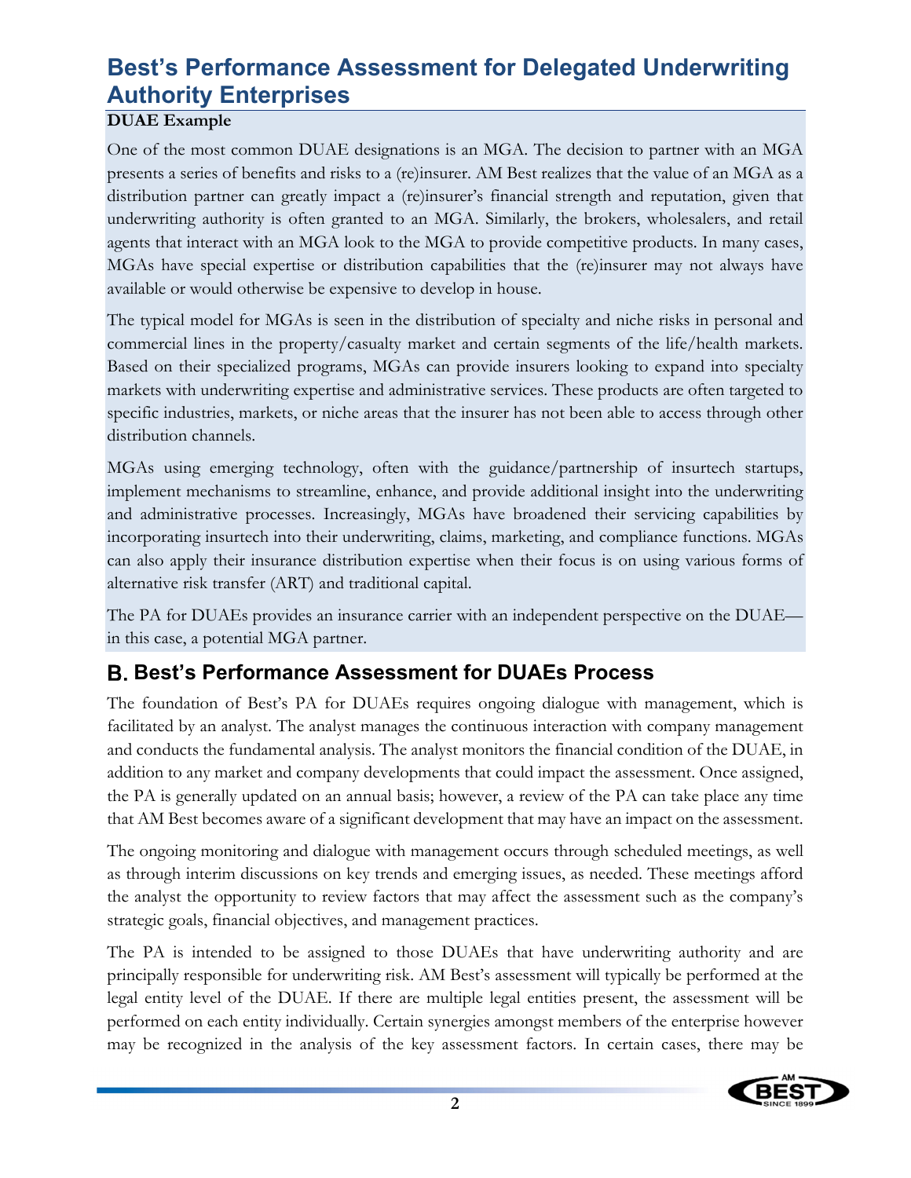## Best's Performance Assessment for Delegated Underwriting Authority Enterprises

**DUAE Example**

One of the most common DUAE designations is an MGA. The decision to partner with an MGA presents a series of benefits and risks to a (re)insurer. AM Best realizes that the value of an MGA as a distribution partner can greatly impact a (re)insurer's financial strength and reputation, given that underwriting authority is often granted to an MGA. Similarly, the brokers, wholesalers, and retail agents that interact with an MGA look to the MGA to provide competitive products. In many cases, MGAs have special expertise or distribution capabilities that the (re)insurer may not always have available or would otherwise be expensive to develop in house.

The typical model for MGAs is seen in the distribution of specialty and niche risks in personal and commercial lines in the property/casualty market and certain segments of the life/health markets. Based on their specialized programs, MGAs can provide insurers looking to expand into specialty markets with underwriting expertise and administrative services. These products are often targeted to specific industries, markets, or niche areas that the insurer has not been able to access through other distribution channels.

MGAs using emerging technology, often with the guidance/partnership of insurtech startups, implement mechanisms to streamline, enhance, and provide additional insight into the underwriting and administrative processes. Increasingly, MGAs have broadened their servicing capabilities by incorporating insurtech into their underwriting, claims, marketing, and compliance functions. MGAs can also apply their insurance distribution expertise when their focus is on using various forms of alternative risk transfer (ART) and traditional capital.

The PA for DUAEs provides an insurance carrier with an independent perspective on the DUAE—in this case, a potential MGA partner.

## B. Best's Performance Assessment for DUAEs Process

The foundation of Best's PA for DUAEs requires ongoing dialogue with management, which is facilitated by an analyst. The analyst manages the continuous interaction with company management and conducts the fundamental analysis. The analyst monitors the financial condition of the DUAE, in addition to any market and company developments that could impact the assessment. Once assigned, the PA is generally updated on an annual basis; however, a review of the PA can take place any time that AM Best becomes aware of a significant development that may have an impact on the assessment.

The ongoing monitoring and dialogue with management occurs through scheduled meetings, as well as through interim discussions on key trends and emerging issues, as needed. These meetings afford the analyst the opportunity to review factors that may affect the assessment such as the company's strategic goals, financial objectives, and management practices.

The PA is intended to be assigned to those DUAEs that have underwriting authority and are principally responsible for underwriting risk. AM Best's assessment will typically be performed at the legal entity level of the DUAE. If there are multiple legal entities present, the assessment will be performed on each entity individually. Certain synergies amongst members of the enterprise however may be recognized in the analysis of the key assessment factors. In certain cases, there may be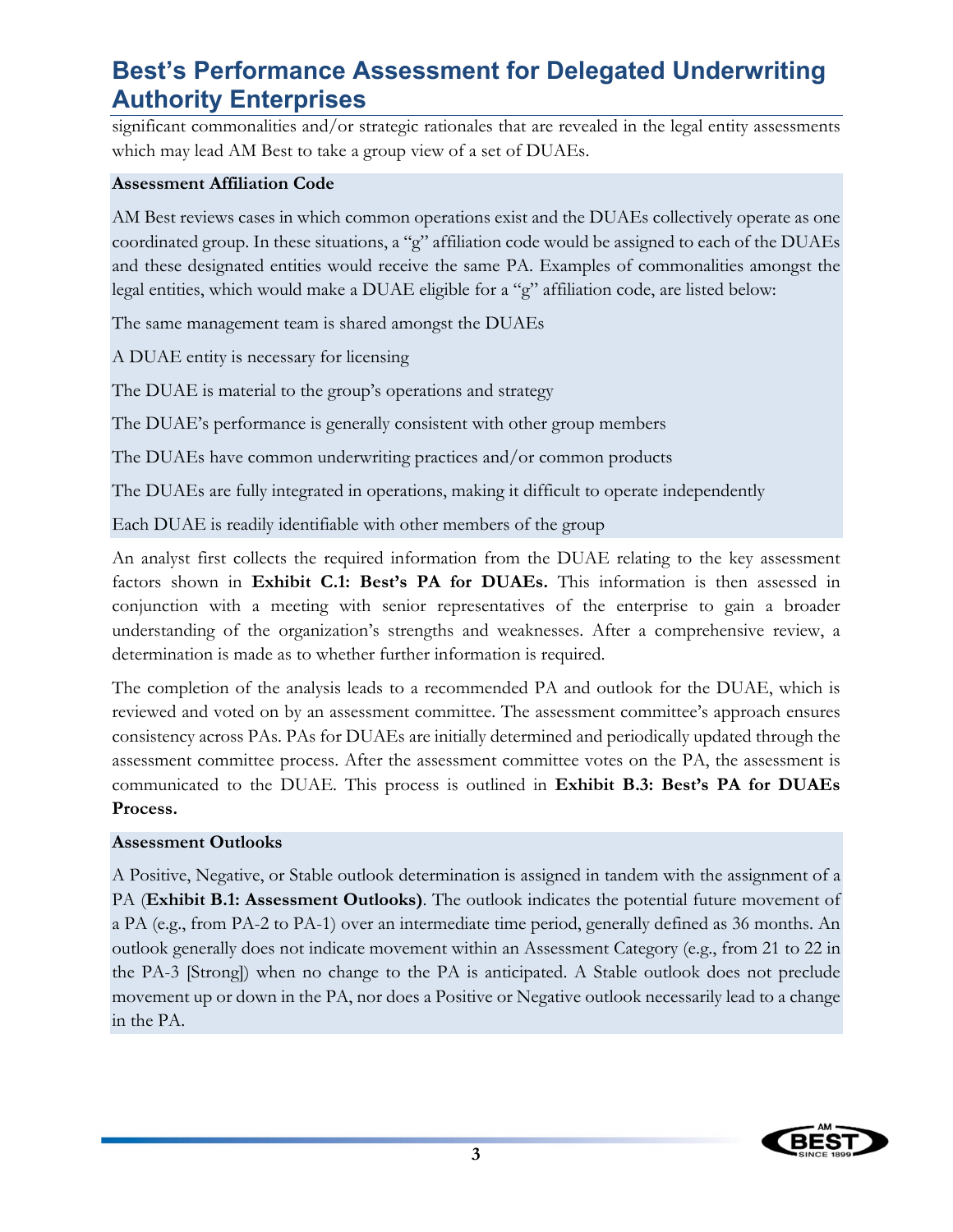significant commonalities and/or strategic rationales that are revealed in the legal entity assessments which may lead AM Best to take a group view of a set of DUAEs.

**Assessment Affiliation Code**

AM Best reviews cases in which common operations exist and the DUAEs collectively operate as one coordinated group. In these situations, a "g" affiliation code would be assigned to each of the DUAEs and these designated entities would receive the same PA. Examples of commonalities amongst the legal entities, which would make a DUAE eligible for a "g" affiliation code, are listed below:

The same management team is shared amongst the DUAEs

A DUAE entity is necessary for licensing

The DUAE is material to the group's operations and strategy

The DUAE's performance is generally consistent with other group members

The DUAEs have common underwriting practices and/or common products

The DUAEs are fully integrated in operations, making it difficult to operate independently

Each DUAE is readily identifiable with other members of the group

An analyst first collects the required information from the DUAE relating to the key assessment factors shown in **Exhibit C.1: Best's PA for DUAEs.** This information is then assessed in conjunction with a meeting with senior representatives of the enterprise to gain a broader understanding of the organization's strengths and weaknesses. After a comprehensive review, a determination is made as to whether further information is required.

The completion of the analysis leads to a recommended PA and outlook for the DUAE, which is reviewed and voted on by an assessment committee. The assessment committee's approach ensures consistency across PAs. PAs for DUAEs are initially determined and periodically updated through the assessment committee process. After the assessment committee votes on the PA, the assessment is communicated to the DUAE. This process is outlined in **Exhibit B.3: Best's PA for DUAEs Process.**

**Assessment Outlooks**

A Positive, Negative, or Stable outlook determination is assigned in tandem with the assignment of a PA (**Exhibit B.1: Assessment Outlooks)**. The outlook indicates the potential future movement of a PA (e.g., from PA-2 to PA-1) over an intermediate time period, generally defined as 36 months. An outlook generally does not indicate movement within an Assessment Category (e.g., from 21 to 22 in the PA-3 [Strong]) when no change to the PA is anticipated. A Stable outlook does not preclude movement up or down in the PA, nor does a Positive or Negative outlook necessarily lead to a change in the PA.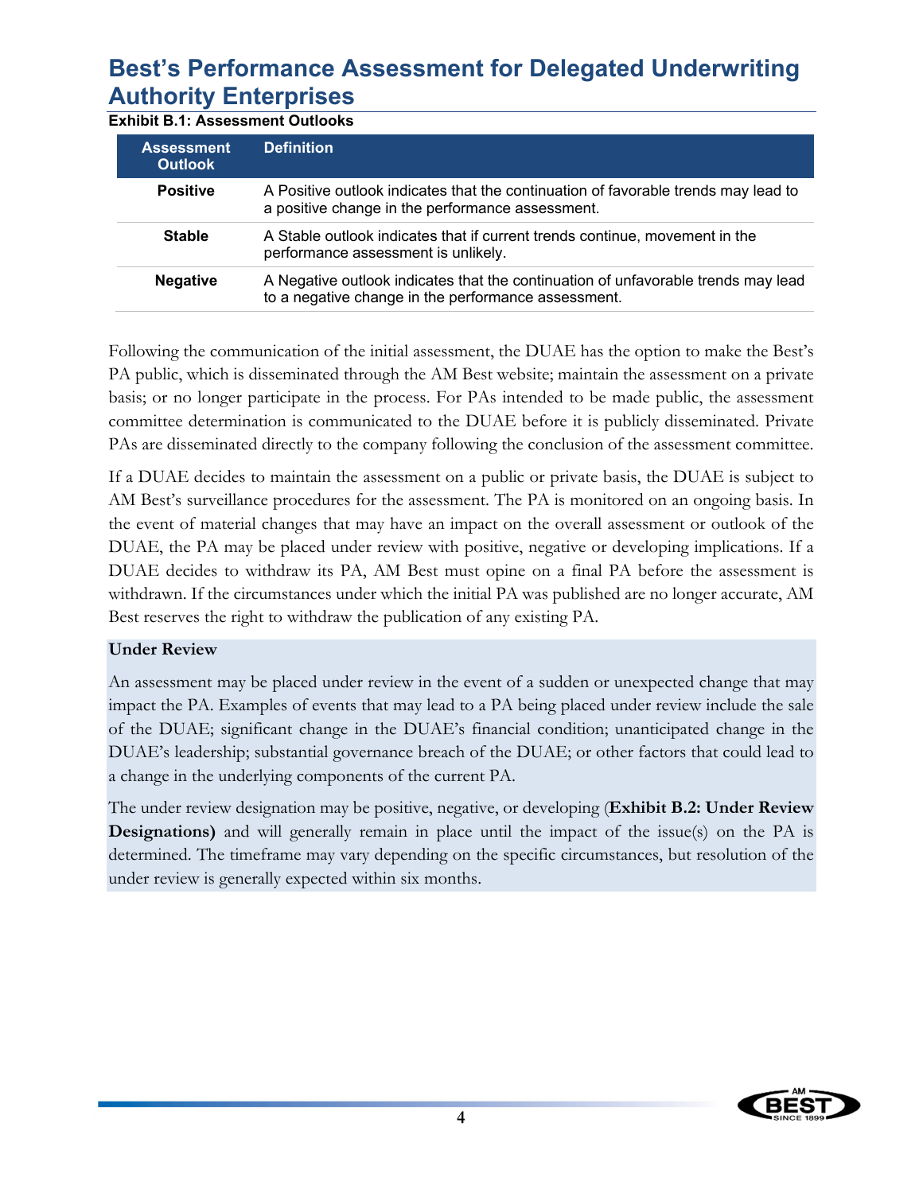# Best's Performance Assessment for Delegated Underwriting Authority Enterprises

**Exhibit B.1: Assessment Outlooks**

| Assessment Outlook | Definition |
|---|---|
| **Positive** | A Positive outlook indicates that the continuation of favorable trends may lead to a positive change in the performance assessment. |
| **Stable** | A Stable outlook indicates that if current trends continue, movement in the performance assessment is unlikely. |
| **Negative** | A Negative outlook indicates that the continuation of unfavorable trends may lead to a negative change in the performance assessment. |

Following the communication of the initial assessment, the DUAE has the option to make the Best's PA public, which is disseminated through the AM Best website; maintain the assessment on a private basis; or no longer participate in the process. For PAs intended to be made public, the assessment committee determination is communicated to the DUAE before it is publicly disseminated. Private PAs are disseminated directly to the company following the conclusion of the assessment committee.

If a DUAE decides to maintain the assessment on a public or private basis, the DUAE is subject to AM Best's surveillance procedures for the assessment. The PA is monitored on an ongoing basis. In the event of material changes that may have an impact on the overall assessment or outlook of the DUAE, the PA may be placed under review with positive, negative or developing implications. If a DUAE decides to withdraw its PA, AM Best must opine on a final PA before the assessment is withdrawn. If the circumstances under which the initial PA was published are no longer accurate, AM Best reserves the right to withdraw the publication of any existing PA.

**Under Review**

An assessment may be placed under review in the event of a sudden or unexpected change that may impact the PA. Examples of events that may lead to a PA being placed under review include the sale of the DUAE; significant change in the DUAE's financial condition; unanticipated change in the DUAE's leadership; substantial governance breach of the DUAE; or other factors that could lead to a change in the underlying components of the current PA.

The under review designation may be positive, negative, or developing (**Exhibit B.2: Under Review Designations)** and will generally remain in place until the impact of the issue(s) on the PA is determined. The timeframe may vary depending on the specific circumstances, but resolution of the under review is generally expected within six months.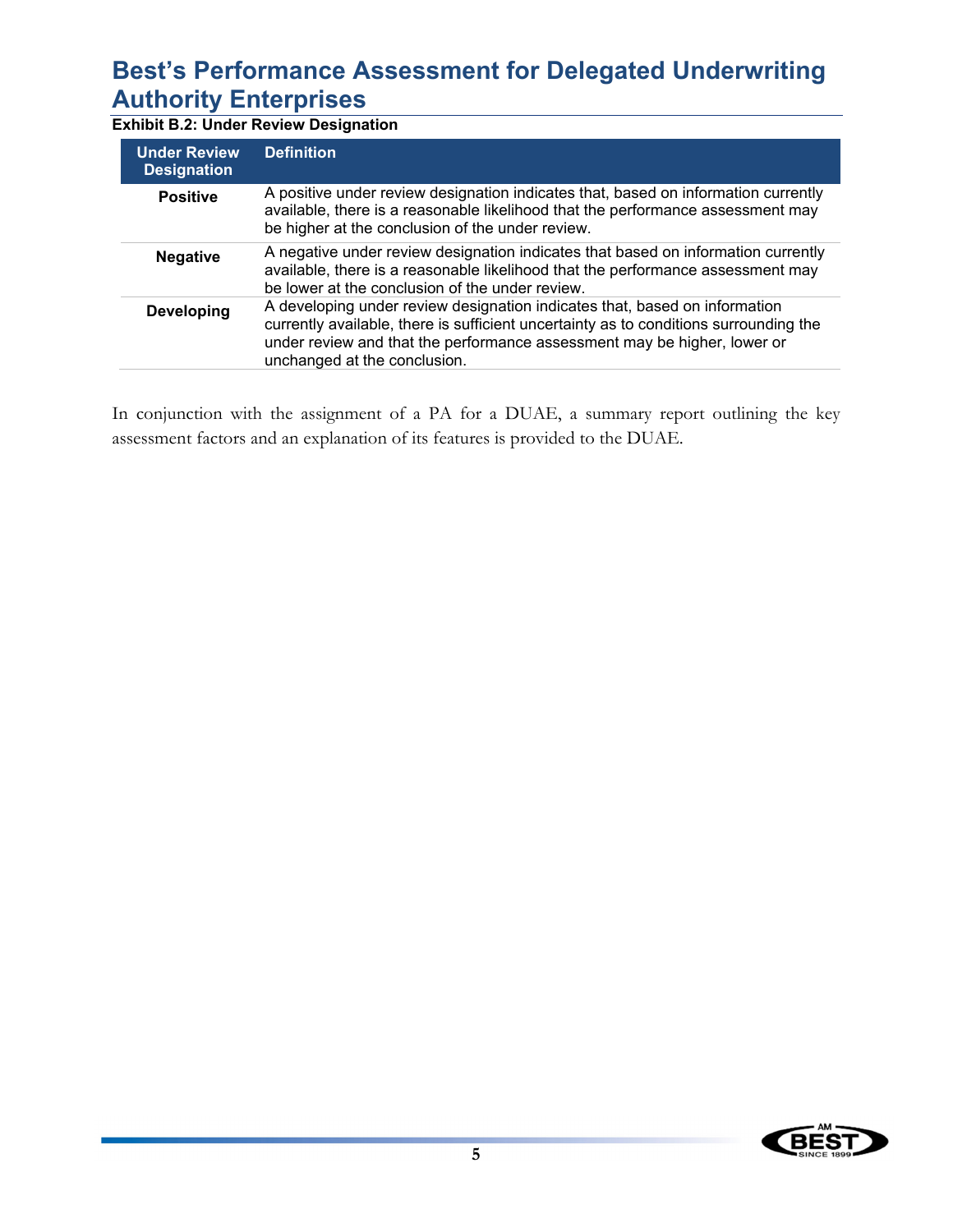**Exhibit B.2: Under Review Designation**

| Under Review Designation | Definition |
|---|---|
| **Positive** | A positive under review designation indicates that, based on information currently available, there is a reasonable likelihood that the performance assessment may be higher at the conclusion of the under review. |
| **Negative** | A negative under review designation indicates that based on information currently available, there is a reasonable likelihood that the performance assessment may be lower at the conclusion of the under review. |
| **Developing** | A developing under review designation indicates that, based on information currently available, there is sufficient uncertainty as to conditions surrounding the under review and that the performance assessment may be higher, lower or unchanged at the conclusion. |

In conjunction with the assignment of a PA for a DUAE, a summary report outlining the key assessment factors and an explanation of its features is provided to the DUAE.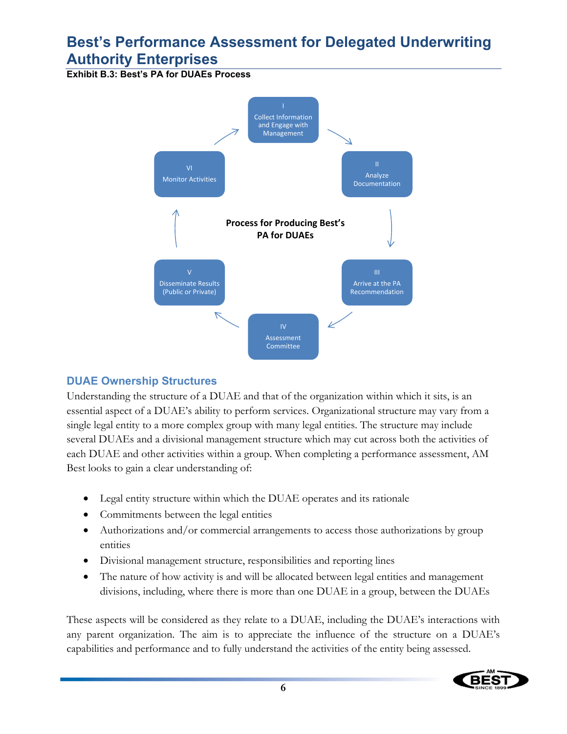# Best's Performance Assessment for Delegated Underwriting Authority Enterprises

**Exhibit B.3: Best's PA for DUAEs Process**

**Process for Producing Best's PA for DUAEs**

- I – Collect Information and Engage with Management
- II – Analyze Documentation
- III – Arrive at the PA Recommendation
- IV – Assessment Committee
- V – Disseminate Results (Public or Private)
- VI – Monitor Activities

## DUAE Ownership Structures

Understanding the structure of a DUAE and that of the organization within which it sits, is an essential aspect of a DUAE's ability to perform services. Organizational structure may vary from a single legal entity to a more complex group with many legal entities. The structure may include several DUAEs and a divisional management structure which may cut across both the activities of each DUAE and other activities within a group. When completing a performance assessment, AM Best looks to gain a clear understanding of:

- Legal entity structure within which the DUAE operates and its rationale
- Commitments between the legal entities
- Authorizations and/or commercial arrangements to access those authorizations by group entities
- Divisional management structure, responsibilities and reporting lines
- The nature of how activity is and will be allocated between legal entities and management divisions, including, where there is more than one DUAE in a group, between the DUAEs

These aspects will be considered as they relate to a DUAE, including the DUAE's interactions with any parent organization. The aim is to appreciate the influence of the structure on a DUAE's capabilities and performance and to fully understand the activities of the entity being assessed.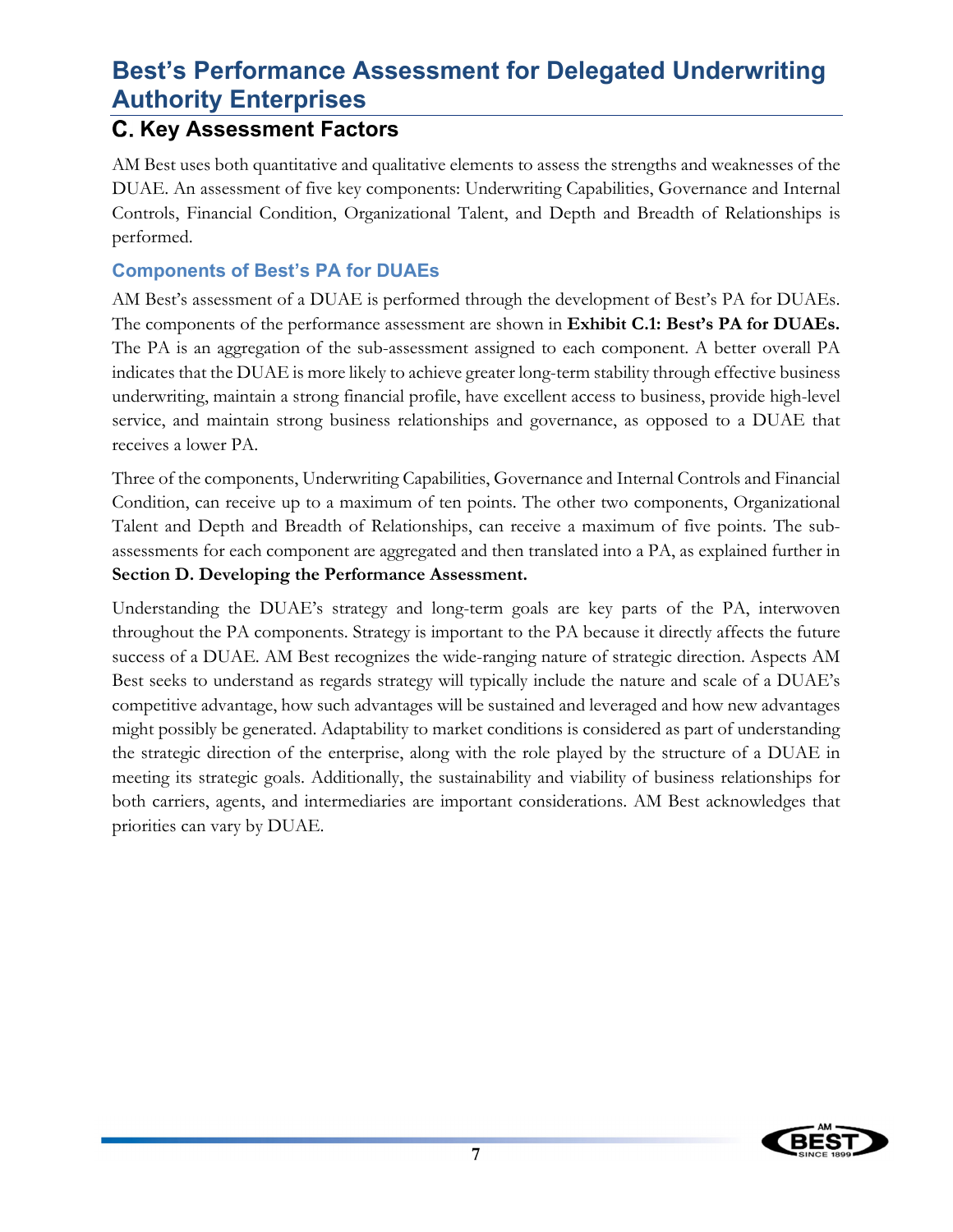# Best's Performance Assessment for Delegated Underwriting Authority Enterprises

## C. Key Assessment Factors

AM Best uses both quantitative and qualitative elements to assess the strengths and weaknesses of the DUAE. An assessment of five key components: Underwriting Capabilities, Governance and Internal Controls, Financial Condition, Organizational Talent, and Depth and Breadth of Relationships is performed.

### Components of Best's PA for DUAEs

AM Best's assessment of a DUAE is performed through the development of Best's PA for DUAEs. The components of the performance assessment are shown in **Exhibit C.1: Best's PA for DUAEs.** The PA is an aggregation of the sub-assessment assigned to each component. A better overall PA indicates that the DUAE is more likely to achieve greater long-term stability through effective business underwriting, maintain a strong financial profile, have excellent access to business, provide high-level service, and maintain strong business relationships and governance, as opposed to a DUAE that receives a lower PA.

Three of the components, Underwriting Capabilities, Governance and Internal Controls and Financial Condition, can receive up to a maximum of ten points. The other two components, Organizational Talent and Depth and Breadth of Relationships, can receive a maximum of five points. The sub-assessments for each component are aggregated and then translated into a PA, as explained further in **Section D. Developing the Performance Assessment.**

Understanding the DUAE's strategy and long-term goals are key parts of the PA, interwoven throughout the PA components. Strategy is important to the PA because it directly affects the future success of a DUAE. AM Best recognizes the wide-ranging nature of strategic direction. Aspects AM Best seeks to understand as regards strategy will typically include the nature and scale of a DUAE's competitive advantage, how such advantages will be sustained and leveraged and how new advantages might possibly be generated. Adaptability to market conditions is considered as part of understanding the strategic direction of the enterprise, along with the role played by the structure of a DUAE in meeting its strategic goals. Additionally, the sustainability and viability of business relationships for both carriers, agents, and intermediaries are important considerations. AM Best acknowledges that priorities can vary by DUAE.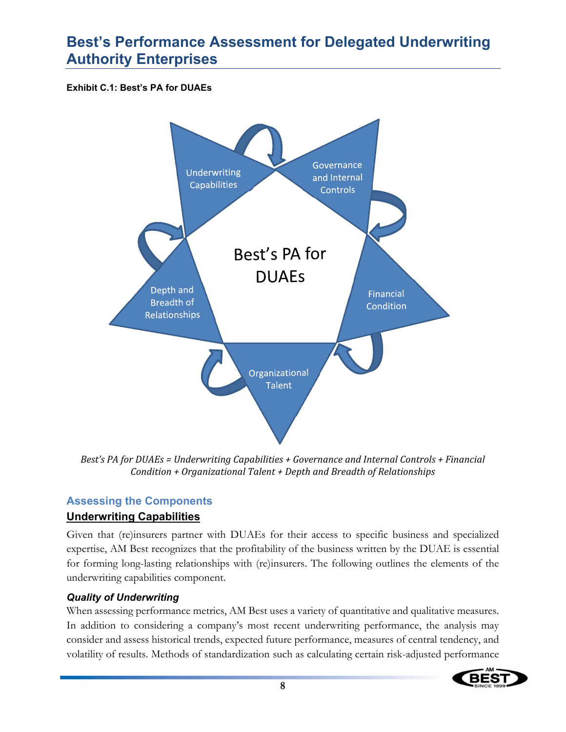# Best's Performance Assessment for Delegated Underwriting Authority Enterprises

**Exhibit C.1: Best's PA for DUAEs**

*Best's PA for DUAEs = Underwriting Capabilities + Governance and Internal Controls + Financial Condition + Organizational Talent + Depth and Breadth of Relationships*

## Assessing the Components

### Underwriting Capabilities

Given that (re)insurers partner with DUAEs for their access to specific business and specialized expertise, AM Best recognizes that the profitability of the business written by the DUAE is essential for forming long-lasting relationships with (re)insurers. The following outlines the elements of the underwriting capabilities component.

#### *Quality of Underwriting*

When assessing performance metrics, AM Best uses a variety of quantitative and qualitative measures. In addition to considering a company's most recent underwriting performance, the analysis may consider and assess historical trends, expected future performance, measures of central tendency, and volatility of results. Methods of standardization such as calculating certain risk-adjusted performance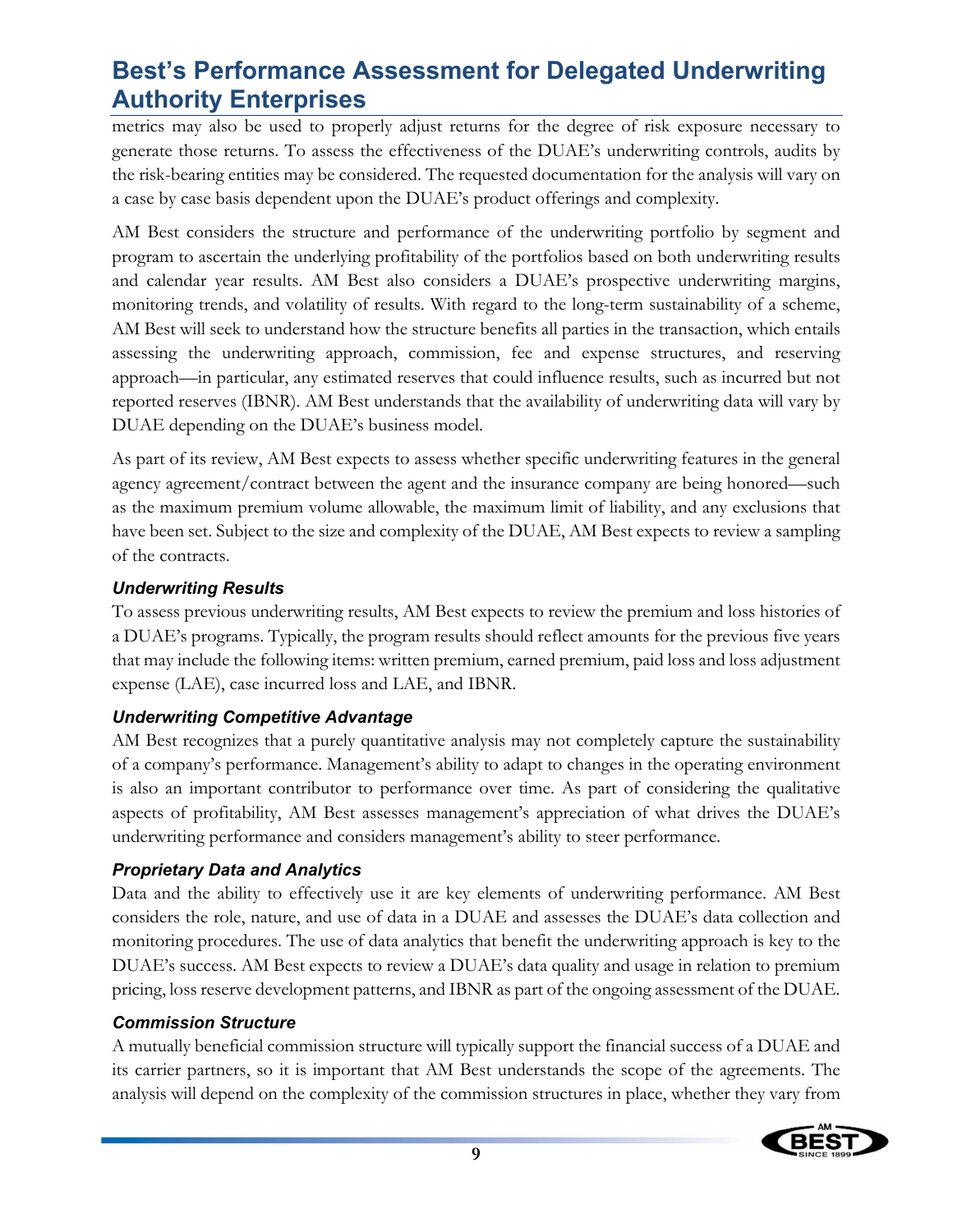metrics may also be used to properly adjust returns for the degree of risk exposure necessary to generate those returns. To assess the effectiveness of the DUAE's underwriting controls, audits by the risk-bearing entities may be considered. The requested documentation for the analysis will vary on a case by case basis dependent upon the DUAE's product offerings and complexity.

AM Best considers the structure and performance of the underwriting portfolio by segment and program to ascertain the underlying profitability of the portfolios based on both underwriting results and calendar year results. AM Best also considers a DUAE's prospective underwriting margins, monitoring trends, and volatility of results. With regard to the long-term sustainability of a scheme, AM Best will seek to understand how the structure benefits all parties in the transaction, which entails assessing the underwriting approach, commission, fee and expense structures, and reserving approach—in particular, any estimated reserves that could influence results, such as incurred but not reported reserves (IBNR). AM Best understands that the availability of underwriting data will vary by DUAE depending on the DUAE's business model.

As part of its review, AM Best expects to assess whether specific underwriting features in the general agency agreement/contract between the agent and the insurance company are being honored—such as the maximum premium volume allowable, the maximum limit of liability, and any exclusions that have been set. Subject to the size and complexity of the DUAE, AM Best expects to review a sampling of the contracts.

### *Underwriting Results*

To assess previous underwriting results, AM Best expects to review the premium and loss histories of a DUAE's programs. Typically, the program results should reflect amounts for the previous five years that may include the following items: written premium, earned premium, paid loss and loss adjustment expense (LAE), case incurred loss and LAE, and IBNR.

### *Underwriting Competitive Advantage*

AM Best recognizes that a purely quantitative analysis may not completely capture the sustainability of a company's performance. Management's ability to adapt to changes in the operating environment is also an important contributor to performance over time. As part of considering the qualitative aspects of profitability, AM Best assesses management's appreciation of what drives the DUAE's underwriting performance and considers management's ability to steer performance.

### *Proprietary Data and Analytics*

Data and the ability to effectively use it are key elements of underwriting performance. AM Best considers the role, nature, and use of data in a DUAE and assesses the DUAE's data collection and monitoring procedures. The use of data analytics that benefit the underwriting approach is key to the DUAE's success. AM Best expects to review a DUAE's data quality and usage in relation to premium pricing, loss reserve development patterns, and IBNR as part of the ongoing assessment of the DUAE.

### *Commission Structure*

A mutually beneficial commission structure will typically support the financial success of a DUAE and its carrier partners, so it is important that AM Best understands the scope of the agreements. The analysis will depend on the complexity of the commission structures in place, whether they vary from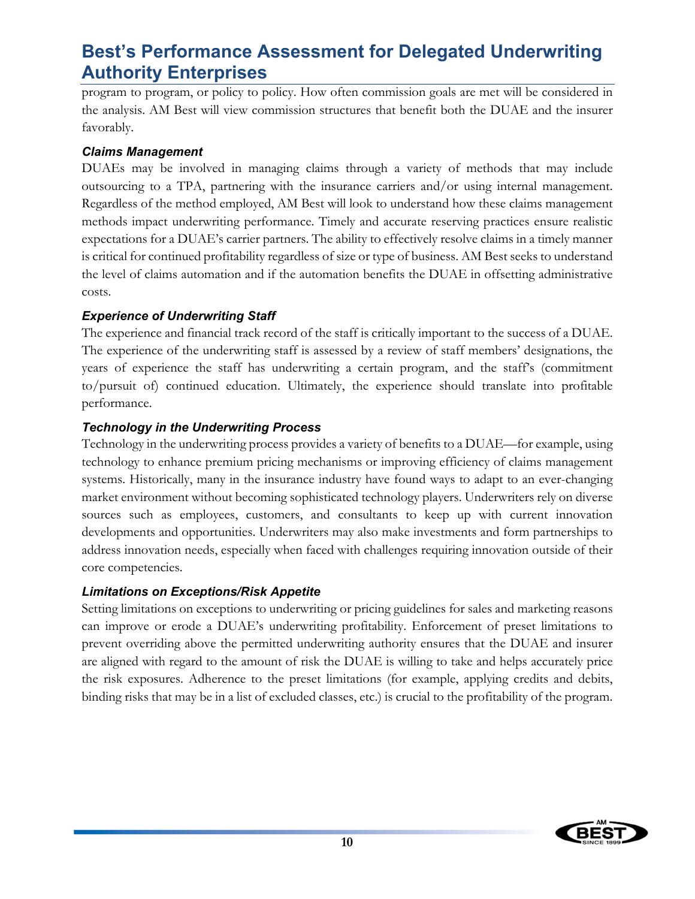program to program, or policy to policy. How often commission goals are met will be considered in the analysis. AM Best will view commission structures that benefit both the DUAE and the insurer favorably.

### *Claims Management*

DUAEs may be involved in managing claims through a variety of methods that may include outsourcing to a TPA, partnering with the insurance carriers and/or using internal management. Regardless of the method employed, AM Best will look to understand how these claims management methods impact underwriting performance. Timely and accurate reserving practices ensure realistic expectations for a DUAE's carrier partners. The ability to effectively resolve claims in a timely manner is critical for continued profitability regardless of size or type of business. AM Best seeks to understand the level of claims automation and if the automation benefits the DUAE in offsetting administrative costs.

### *Experience of Underwriting Staff*

The experience and financial track record of the staff is critically important to the success of a DUAE. The experience of the underwriting staff is assessed by a review of staff members' designations, the years of experience the staff has underwriting a certain program, and the staff's (commitment to/pursuit of) continued education. Ultimately, the experience should translate into profitable performance.

### *Technology in the Underwriting Process*

Technology in the underwriting process provides a variety of benefits to a DUAE—for example, using technology to enhance premium pricing mechanisms or improving efficiency of claims management systems. Historically, many in the insurance industry have found ways to adapt to an ever-changing market environment without becoming sophisticated technology players. Underwriters rely on diverse sources such as employees, customers, and consultants to keep up with current innovation developments and opportunities. Underwriters may also make investments and form partnerships to address innovation needs, especially when faced with challenges requiring innovation outside of their core competencies.

### *Limitations on Exceptions/Risk Appetite*

Setting limitations on exceptions to underwriting or pricing guidelines for sales and marketing reasons can improve or erode a DUAE's underwriting profitability. Enforcement of preset limitations to prevent overriding above the permitted underwriting authority ensures that the DUAE and insurer are aligned with regard to the amount of risk the DUAE is willing to take and helps accurately price the risk exposures. Adherence to the preset limitations (for example, applying credits and debits, binding risks that may be in a list of excluded classes, etc.) is crucial to the profitability of the program.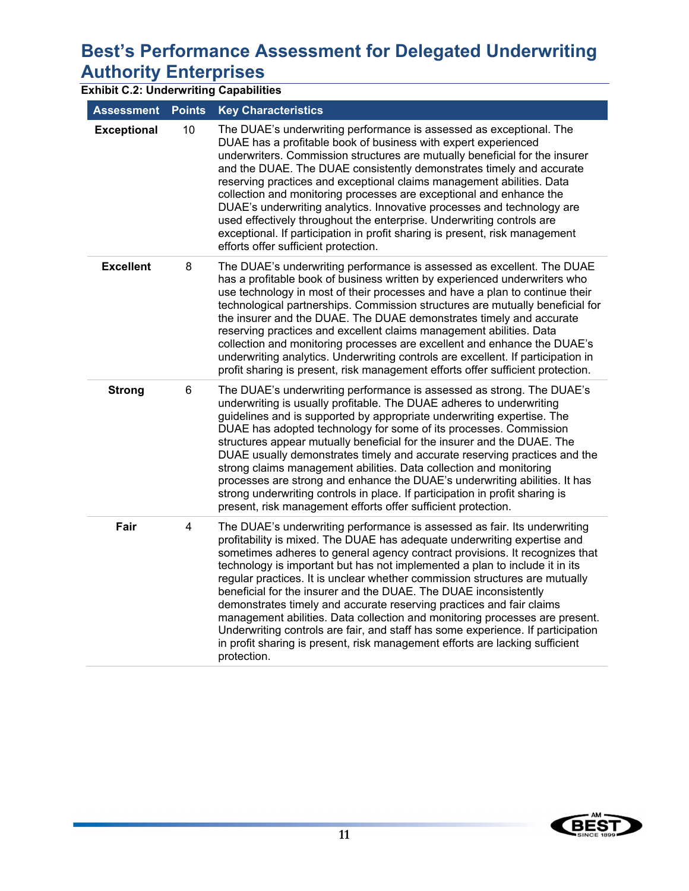# Best's Performance Assessment for Delegated Underwriting Authority Enterprises

**Exhibit C.2: Underwriting Capabilities**

| Assessment | Points | Key Characteristics |
|---|---|---|
| **Exceptional** | 10 | The DUAE's underwriting performance is assessed as exceptional. The DUAE has a profitable book of business with expert experienced underwriters. Commission structures are mutually beneficial for the insurer and the DUAE. The DUAE consistently demonstrates timely and accurate reserving practices and exceptional claims management abilities. Data collection and monitoring processes are exceptional and enhance the DUAE's underwriting analytics. Innovative processes and technology are used effectively throughout the enterprise. Underwriting controls are exceptional. If participation in profit sharing is present, risk management efforts offer sufficient protection. |
| **Excellent** | 8 | The DUAE's underwriting performance is assessed as excellent. The DUAE has a profitable book of business written by experienced underwriters who use technology in most of their processes and have a plan to continue their technological partnerships. Commission structures are mutually beneficial for the insurer and the DUAE. The DUAE demonstrates timely and accurate reserving practices and excellent claims management abilities. Data collection and monitoring processes are excellent and enhance the DUAE's underwriting analytics. Underwriting controls are excellent. If participation in profit sharing is present, risk management efforts offer sufficient protection. |
| **Strong** | 6 | The DUAE's underwriting performance is assessed as strong. The DUAE's underwriting is usually profitable. The DUAE adheres to underwriting guidelines and is supported by appropriate underwriting expertise. The DUAE has adopted technology for some of its processes. Commission structures appear mutually beneficial for the insurer and the DUAE. The DUAE usually demonstrates timely and accurate reserving practices and the strong claims management abilities. Data collection and monitoring processes are strong and enhance the DUAE's underwriting abilities. It has strong underwriting controls in place. If participation in profit sharing is present, risk management efforts offer sufficient protection. |
| **Fair** | 4 | The DUAE's underwriting performance is assessed as fair. Its underwriting profitability is mixed. The DUAE has adequate underwriting expertise and sometimes adheres to general agency contract provisions. It recognizes that technology is important but has not implemented a plan to include it in its regular practices. It is unclear whether commission structures are mutually beneficial for the insurer and the DUAE. The DUAE inconsistently demonstrates timely and accurate reserving practices and fair claims management abilities. Data collection and monitoring processes are present. Underwriting controls are fair, and staff has some experience. If participation in profit sharing is present, risk management efforts are lacking sufficient protection. |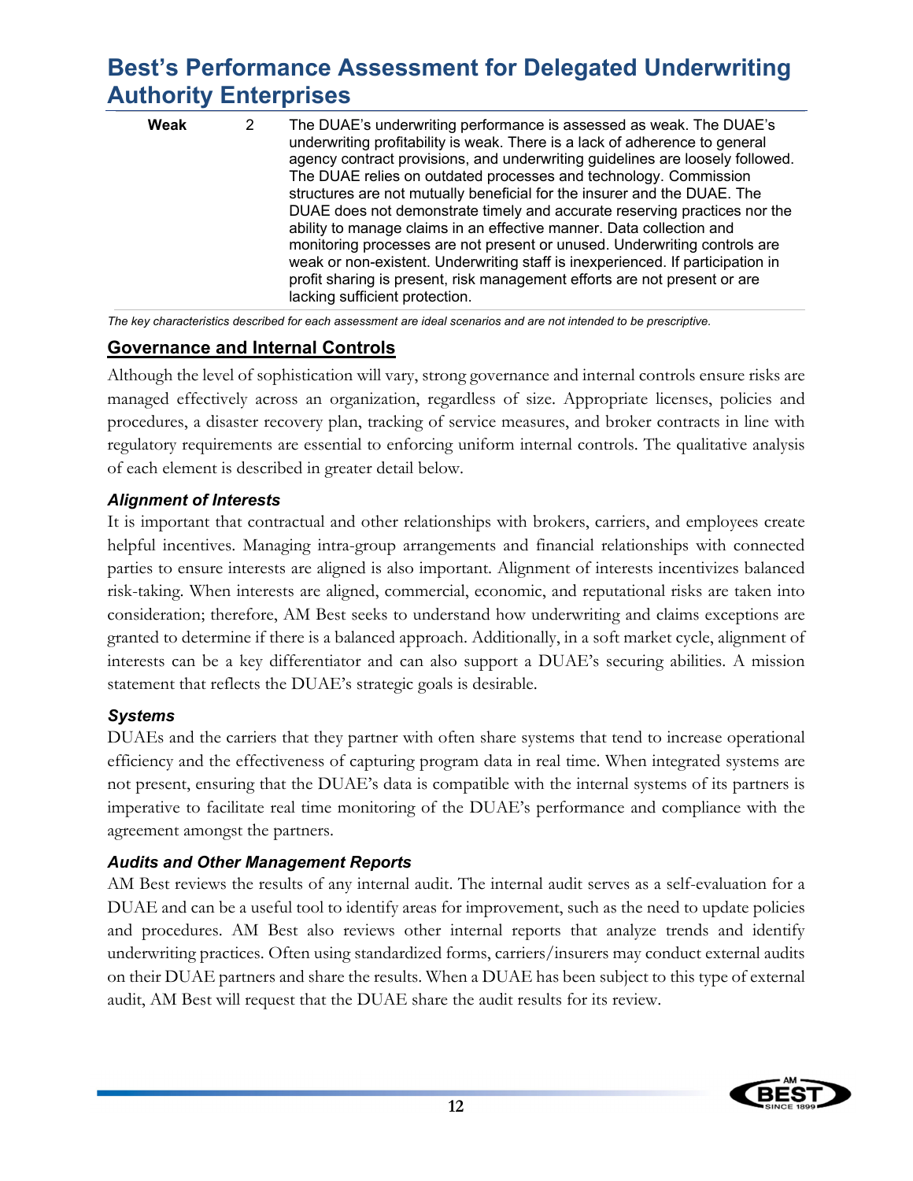| Weak | 2 | The DUAE's underwriting performance is assessed as weak. The DUAE's underwriting profitability is weak. There is a lack of adherence to general agency contract provisions, and underwriting guidelines are loosely followed. The DUAE relies on outdated processes and technology. Commission structures are not mutually beneficial for the insurer and the DUAE. The DUAE does not demonstrate timely and accurate reserving practices nor the ability to manage claims in an effective manner. Data collection and monitoring processes are not present or unused. Underwriting controls are weak or non-existent. Underwriting staff is inexperienced. If participation in profit sharing is present, risk management efforts are not present or are lacking sufficient protection. |
|---|---|---|

*The key characteristics described for each assessment are ideal scenarios and are not intended to be prescriptive.*

## Governance and Internal Controls

Although the level of sophistication will vary, strong governance and internal controls ensure risks are managed effectively across an organization, regardless of size. Appropriate licenses, policies and procedures, a disaster recovery plan, tracking of service measures, and broker contracts in line with regulatory requirements are essential to enforcing uniform internal controls. The qualitative analysis of each element is described in greater detail below.

### *Alignment of Interests*

It is important that contractual and other relationships with brokers, carriers, and employees create helpful incentives. Managing intra-group arrangements and financial relationships with connected parties to ensure interests are aligned is also important. Alignment of interests incentivizes balanced risk-taking. When interests are aligned, commercial, economic, and reputational risks are taken into consideration; therefore, AM Best seeks to understand how underwriting and claims exceptions are granted to determine if there is a balanced approach. Additionally, in a soft market cycle, alignment of interests can be a key differentiator and can also support a DUAE's securing abilities. A mission statement that reflects the DUAE's strategic goals is desirable.

### *Systems*

DUAEs and the carriers that they partner with often share systems that tend to increase operational efficiency and the effectiveness of capturing program data in real time. When integrated systems are not present, ensuring that the DUAE's data is compatible with the internal systems of its partners is imperative to facilitate real time monitoring of the DUAE's performance and compliance with the agreement amongst the partners.

### *Audits and Other Management Reports*

AM Best reviews the results of any internal audit. The internal audit serves as a self-evaluation for a DUAE and can be a useful tool to identify areas for improvement, such as the need to update policies and procedures. AM Best also reviews other internal reports that analyze trends and identify underwriting practices. Often using standardized forms, carriers/insurers may conduct external audits on their DUAE partners and share the results. When a DUAE has been subject to this type of external audit, AM Best will request that the DUAE share the audit results for its review.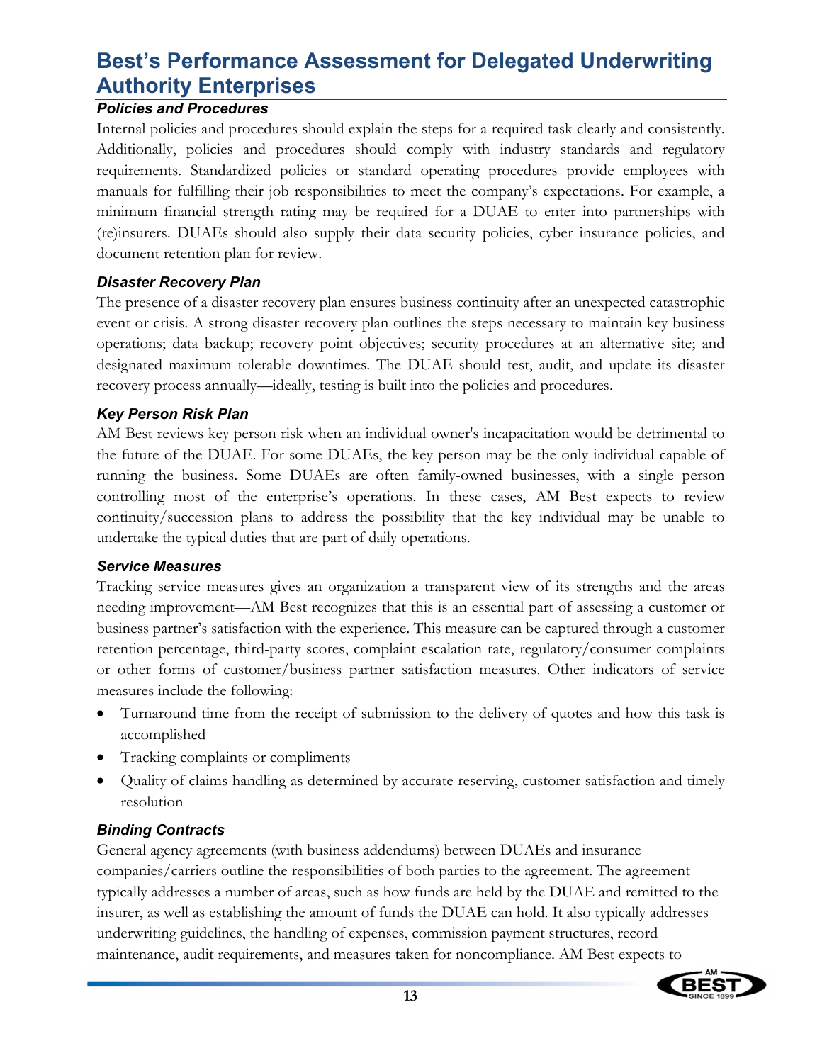## Best's Performance Assessment for Delegated Underwriting Authority Enterprises

### *Policies and Procedures*

Internal policies and procedures should explain the steps for a required task clearly and consistently. Additionally, policies and procedures should comply with industry standards and regulatory requirements. Standardized policies or standard operating procedures provide employees with manuals for fulfilling their job responsibilities to meet the company's expectations. For example, a minimum financial strength rating may be required for a DUAE to enter into partnerships with (re)insurers. DUAEs should also supply their data security policies, cyber insurance policies, and document retention plan for review.

### *Disaster Recovery Plan*

The presence of a disaster recovery plan ensures business continuity after an unexpected catastrophic event or crisis. A strong disaster recovery plan outlines the steps necessary to maintain key business operations; data backup; recovery point objectives; security procedures at an alternative site; and designated maximum tolerable downtimes. The DUAE should test, audit, and update its disaster recovery process annually—ideally, testing is built into the policies and procedures.

### *Key Person Risk Plan*

AM Best reviews key person risk when an individual owner's incapacitation would be detrimental to the future of the DUAE. For some DUAEs, the key person may be the only individual capable of running the business. Some DUAEs are often family-owned businesses, with a single person controlling most of the enterprise's operations. In these cases, AM Best expects to review continuity/succession plans to address the possibility that the key individual may be unable to undertake the typical duties that are part of daily operations.

### *Service Measures*

Tracking service measures gives an organization a transparent view of its strengths and the areas needing improvement—AM Best recognizes that this is an essential part of assessing a customer or business partner's satisfaction with the experience. This measure can be captured through a customer retention percentage, third-party scores, complaint escalation rate, regulatory/consumer complaints or other forms of customer/business partner satisfaction measures. Other indicators of service measures include the following:

- Turnaround time from the receipt of submission to the delivery of quotes and how this task is accomplished
- Tracking complaints or compliments
- Quality of claims handling as determined by accurate reserving, customer satisfaction and timely resolution

### *Binding Contracts*

General agency agreements (with business addendums) between DUAEs and insurance companies/carriers outline the responsibilities of both parties to the agreement. The agreement typically addresses a number of areas, such as how funds are held by the DUAE and remitted to the insurer, as well as establishing the amount of funds the DUAE can hold. It also typically addresses underwriting guidelines, the handling of expenses, commission payment structures, record maintenance, audit requirements, and measures taken for noncompliance. AM Best expects to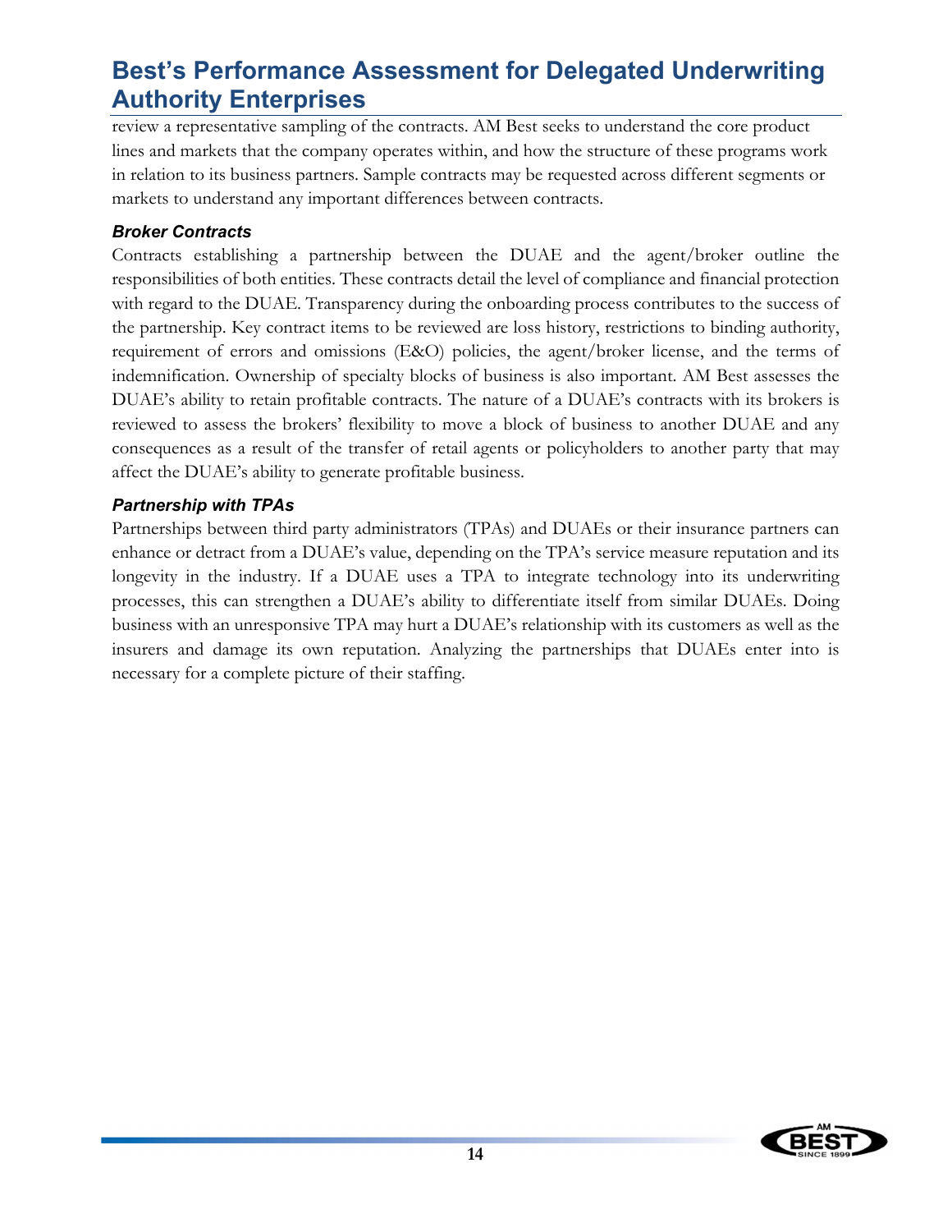review a representative sampling of the contracts. AM Best seeks to understand the core product lines and markets that the company operates within, and how the structure of these programs work in relation to its business partners. Sample contracts may be requested across different segments or markets to understand any important differences between contracts.

### *Broker Contracts*

Contracts establishing a partnership between the DUAE and the agent/broker outline the responsibilities of both entities. These contracts detail the level of compliance and financial protection with regard to the DUAE. Transparency during the onboarding process contributes to the success of the partnership. Key contract items to be reviewed are loss history, restrictions to binding authority, requirement of errors and omissions (E&O) policies, the agent/broker license, and the terms of indemnification. Ownership of specialty blocks of business is also important. AM Best assesses the DUAE's ability to retain profitable contracts. The nature of a DUAE's contracts with its brokers is reviewed to assess the brokers' flexibility to move a block of business to another DUAE and any consequences as a result of the transfer of retail agents or policyholders to another party that may affect the DUAE's ability to generate profitable business.

### *Partnership with TPAs*

Partnerships between third party administrators (TPAs) and DUAEs or their insurance partners can enhance or detract from a DUAE's value, depending on the TPA's service measure reputation and its longevity in the industry. If a DUAE uses a TPA to integrate technology into its underwriting processes, this can strengthen a DUAE's ability to differentiate itself from similar DUAEs. Doing business with an unresponsive TPA may hurt a DUAE's relationship with its customers as well as the insurers and damage its own reputation. Analyzing the partnerships that DUAEs enter into is necessary for a complete picture of their staffing.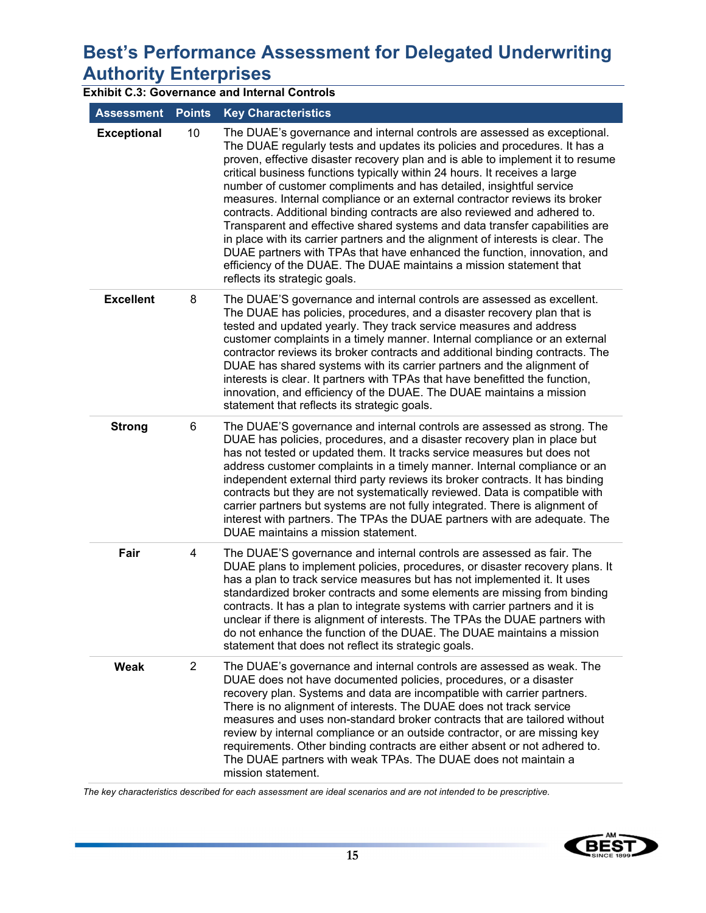# Best's Performance Assessment for Delegated Underwriting Authority Enterprises

**Exhibit C.3: Governance and Internal Controls**

| Assessment | Points | Key Characteristics |
|---|---|---|
| **Exceptional** | 10 | The DUAE's governance and internal controls are assessed as exceptional. The DUAE regularly tests and updates its policies and procedures. It has a proven, effective disaster recovery plan and is able to implement it to resume critical business functions typically within 24 hours. It receives a large number of customer compliments and has detailed, insightful service measures. Internal compliance or an external contractor reviews its broker contracts. Additional binding contracts are also reviewed and adhered to. Transparent and effective shared systems and data transfer capabilities are in place with its carrier partners and the alignment of interests is clear. The DUAE partners with TPAs that have enhanced the function, innovation, and efficiency of the DUAE. The DUAE maintains a mission statement that reflects its strategic goals. |
| **Excellent** | 8 | The DUAE'S governance and internal controls are assessed as excellent. The DUAE has policies, procedures, and a disaster recovery plan that is tested and updated yearly. They track service measures and address customer complaints in a timely manner. Internal compliance or an external contractor reviews its broker contracts and additional binding contracts. The DUAE has shared systems with its carrier partners and the alignment of interests is clear. It partners with TPAs that have benefitted the function, innovation, and efficiency of the DUAE. The DUAE maintains a mission statement that reflects its strategic goals. |
| **Strong** | 6 | The DUAE'S governance and internal controls are assessed as strong. The DUAE has policies, procedures, and a disaster recovery plan in place but has not tested or updated them. It tracks service measures but does not address customer complaints in a timely manner. Internal compliance or an independent external third party reviews its broker contracts. It has binding contracts but they are not systematically reviewed. Data is compatible with carrier partners but systems are not fully integrated. There is alignment of interest with partners. The TPAs the DUAE partners with are adequate. The DUAE maintains a mission statement. |
| **Fair** | 4 | The DUAE'S governance and internal controls are assessed as fair. The DUAE plans to implement policies, procedures, or disaster recovery plans. It has a plan to track service measures but has not implemented it. It uses standardized broker contracts and some elements are missing from binding contracts. It has a plan to integrate systems with carrier partners and it is unclear if there is alignment of interests. The TPAs the DUAE partners with do not enhance the function of the DUAE. The DUAE maintains a mission statement that does not reflect its strategic goals. |
| **Weak** | 2 | The DUAE's governance and internal controls are assessed as weak. The DUAE does not have documented policies, procedures, or a disaster recovery plan. Systems and data are incompatible with carrier partners. There is no alignment of interests. The DUAE does not track service measures and uses non-standard broker contracts that are tailored without review by internal compliance or an outside contractor, or are missing key requirements. Other binding contracts are either absent or not adhered to. The DUAE partners with weak TPAs. The DUAE does not maintain a mission statement. |

*The key characteristics described for each assessment are ideal scenarios and are not intended to be prescriptive.*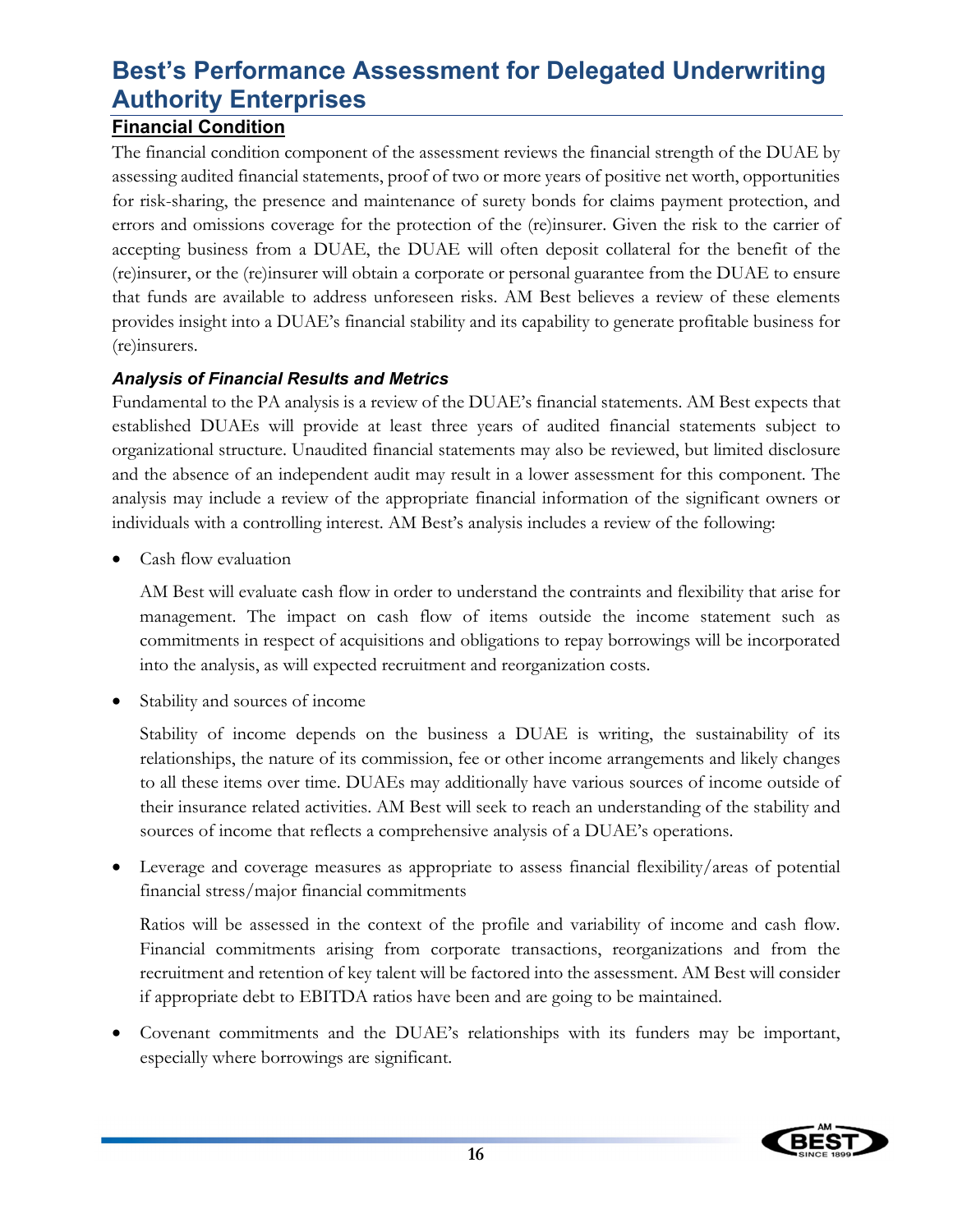# Best's Performance Assessment for Delegated Underwriting Authority Enterprises

## Financial Condition

The financial condition component of the assessment reviews the financial strength of the DUAE by assessing audited financial statements, proof of two or more years of positive net worth, opportunities for risk-sharing, the presence and maintenance of surety bonds for claims payment protection, and errors and omissions coverage for the protection of the (re)insurer. Given the risk to the carrier of accepting business from a DUAE, the DUAE will often deposit collateral for the benefit of the (re)insurer, or the (re)insurer will obtain a corporate or personal guarantee from the DUAE to ensure that funds are available to address unforeseen risks. AM Best believes a review of these elements provides insight into a DUAE's financial stability and its capability to generate profitable business for (re)insurers.

### *Analysis of Financial Results and Metrics*

Fundamental to the PA analysis is a review of the DUAE's financial statements. AM Best expects that established DUAEs will provide at least three years of audited financial statements subject to organizational structure. Unaudited financial statements may also be reviewed, but limited disclosure and the absence of an independent audit may result in a lower assessment for this component. The analysis may include a review of the appropriate financial information of the significant owners or individuals with a controlling interest. AM Best's analysis includes a review of the following:

- Cash flow evaluation

  AM Best will evaluate cash flow in order to understand the contraints and flexibility that arise for management. The impact on cash flow of items outside the income statement such as commitments in respect of acquisitions and obligations to repay borrowings will be incorporated into the analysis, as will expected recruitment and reorganization costs.

- Stability and sources of income

  Stability of income depends on the business a DUAE is writing, the sustainability of its relationships, the nature of its commission, fee or other income arrangements and likely changes to all these items over time. DUAEs may additionally have various sources of income outside of their insurance related activities. AM Best will seek to reach an understanding of the stability and sources of income that reflects a comprehensive analysis of a DUAE's operations.

- Leverage and coverage measures as appropriate to assess financial flexibility/areas of potential financial stress/major financial commitments

  Ratios will be assessed in the context of the profile and variability of income and cash flow. Financial commitments arising from corporate transactions, reorganizations and from the recruitment and retention of key talent will be factored into the assessment. AM Best will consider if appropriate debt to EBITDA ratios have been and are going to be maintained.

- Covenant commitments and the DUAE's relationships with its funders may be important, especially where borrowings are significant.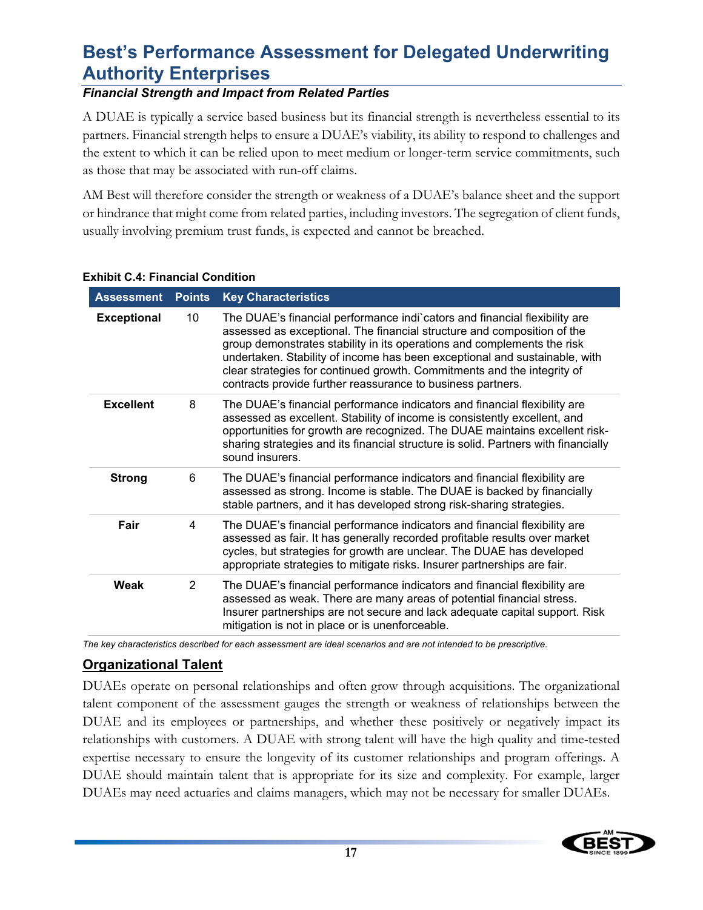## Best's Performance Assessment for Delegated Underwriting Authority Enterprises

### *Financial Strength and Impact from Related Parties*

A DUAE is typically a service based business but its financial strength is nevertheless essential to its partners. Financial strength helps to ensure a DUAE's viability, its ability to respond to challenges and the extent to which it can be relied upon to meet medium or longer-term service commitments, such as those that may be associated with run-off claims.

AM Best will therefore consider the strength or weakness of a DUAE's balance sheet and the support or hindrance that might come from related parties, including investors. The segregation of client funds, usually involving premium trust funds, is expected and cannot be breached.

**Exhibit C.4: Financial Condition**

| Assessment | Points | Key Characteristics |
|---|---|---|
| **Exceptional** | 10 | The DUAE's financial performance indi`cators and financial flexibility are assessed as exceptional. The financial structure and composition of the group demonstrates stability in its operations and complements the risk undertaken. Stability of income has been exceptional and sustainable, with clear strategies for continued growth. Commitments and the integrity of contracts provide further reassurance to business partners. |
| **Excellent** | 8 | The DUAE's financial performance indicators and financial flexibility are assessed as excellent. Stability of income is consistently excellent, and opportunities for growth are recognized. The DUAE maintains excellent risk-sharing strategies and its financial structure is solid. Partners with financially sound insurers. |
| **Strong** | 6 | The DUAE's financial performance indicators and financial flexibility are assessed as strong. Income is stable. The DUAE is backed by financially stable partners, and it has developed strong risk-sharing strategies. |
| **Fair** | 4 | The DUAE's financial performance indicators and financial flexibility are assessed as fair. It has generally recorded profitable results over market cycles, but strategies for growth are unclear. The DUAE has developed appropriate strategies to mitigate risks. Insurer partnerships are fair. |
| **Weak** | 2 | The DUAE's financial performance indicators and financial flexibility are assessed as weak. There are many areas of potential financial stress. Insurer partnerships are not secure and lack adequate capital support. Risk mitigation is not in place or is unenforceable. |

*The key characteristics described for each assessment are ideal scenarios and are not intended to be prescriptive.*

### Organizational Talent

DUAEs operate on personal relationships and often grow through acquisitions. The organizational talent component of the assessment gauges the strength or weakness of relationships between the DUAE and its employees or partnerships, and whether these positively or negatively impact its relationships with customers. A DUAE with strong talent will have the high quality and time-tested expertise necessary to ensure the longevity of its customer relationships and program offerings. A DUAE should maintain talent that is appropriate for its size and complexity. For example, larger DUAEs may need actuaries and claims managers, which may not be necessary for smaller DUAEs.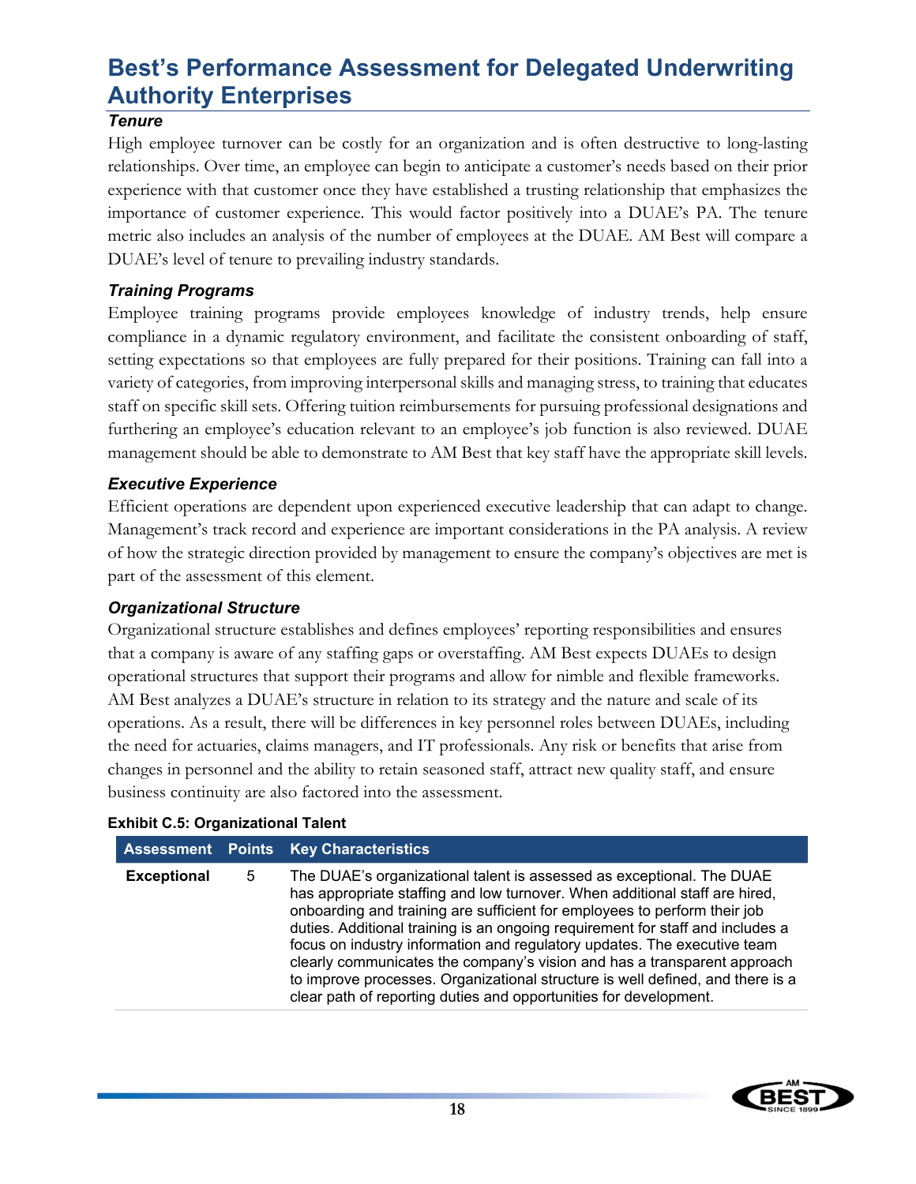### Tenure

High employee turnover can be costly for an organization and is often destructive to long-lasting relationships. Over time, an employee can begin to anticipate a customer's needs based on their prior experience with that customer once they have established a trusting relationship that emphasizes the importance of customer experience. This would factor positively into a DUAE's PA. The tenure metric also includes an analysis of the number of employees at the DUAE. AM Best will compare a DUAE's level of tenure to prevailing industry standards.

### Training Programs

Employee training programs provide employees knowledge of industry trends, help ensure compliance in a dynamic regulatory environment, and facilitate the consistent onboarding of staff, setting expectations so that employees are fully prepared for their positions. Training can fall into a variety of categories, from improving interpersonal skills and managing stress, to training that educates staff on specific skill sets. Offering tuition reimbursements for pursuing professional designations and furthering an employee's education relevant to an employee's job function is also reviewed. DUAE management should be able to demonstrate to AM Best that key staff have the appropriate skill levels.

### Executive Experience

Efficient operations are dependent upon experienced executive leadership that can adapt to change. Management's track record and experience are important considerations in the PA analysis. A review of how the strategic direction provided by management to ensure the company's objectives are met is part of the assessment of this element.

### Organizational Structure

Organizational structure establishes and defines employees' reporting responsibilities and ensures that a company is aware of any staffing gaps or overstaffing. AM Best expects DUAEs to design operational structures that support their programs and allow for nimble and flexible frameworks. AM Best analyzes a DUAE's structure in relation to its strategy and the nature and scale of its operations. As a result, there will be differences in key personnel roles between DUAEs, including the need for actuaries, claims managers, and IT professionals. Any risk or benefits that arise from changes in personnel and the ability to retain seasoned staff, attract new quality staff, and ensure business continuity are also factored into the assessment.

**Exhibit C.5: Organizational Talent**

| Assessment | Points | Key Characteristics |
|---|---|---|
| **Exceptional** | 5 | The DUAE's organizational talent is assessed as exceptional. The DUAE has appropriate staffing and low turnover. When additional staff are hired, onboarding and training are sufficient for employees to perform their job duties. Additional training is an ongoing requirement for staff and includes a focus on industry information and regulatory updates. The executive team clearly communicates the company's vision and has a transparent approach to improve processes. Organizational structure is well defined, and there is a clear path of reporting duties and opportunities for development. |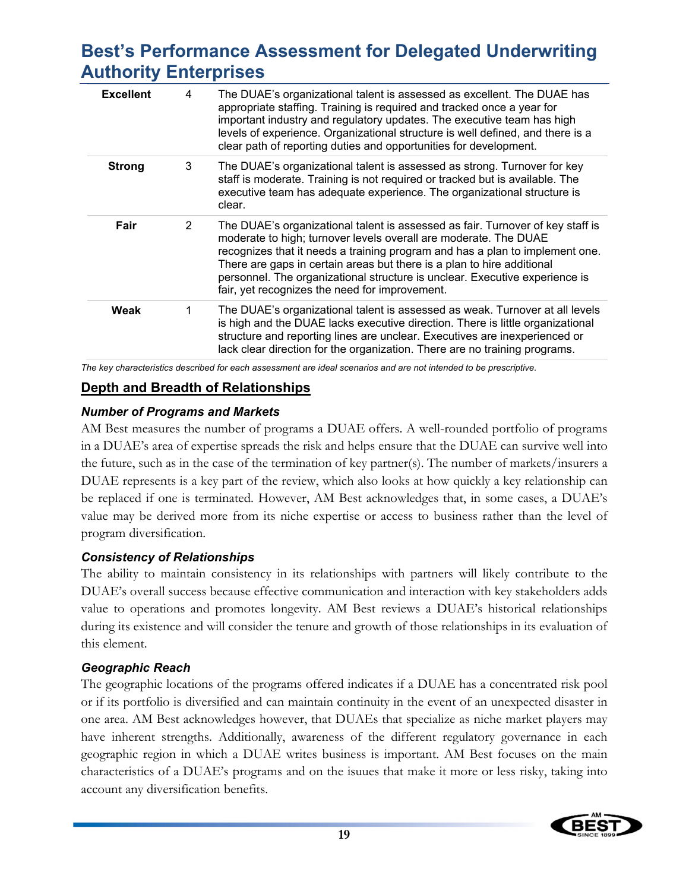# Best's Performance Assessment for Delegated Underwriting Authority Enterprises

| | | |
|---|---|---|
| **Excellent** | 4 | The DUAE's organizational talent is assessed as excellent. The DUAE has appropriate staffing. Training is required and tracked once a year for important industry and regulatory updates. The executive team has high levels of experience. Organizational structure is well defined, and there is a clear path of reporting duties and opportunities for development. |
| **Strong** | 3 | The DUAE's organizational talent is assessed as strong. Turnover for key staff is moderate. Training is not required or tracked but is available. The executive team has adequate experience. The organizational structure is clear. |
| **Fair** | 2 | The DUAE's organizational talent is assessed as fair. Turnover of key staff is moderate to high; turnover levels overall are moderate. The DUAE recognizes that it needs a training program and has a plan to implement one. There are gaps in certain areas but there is a plan to hire additional personnel. The organizational structure is unclear. Executive experience is fair, yet recognizes the need for improvement. |
| **Weak** | 1 | The DUAE's organizational talent is assessed as weak. Turnover at all levels is high and the DUAE lacks executive direction. There is little organizational structure and reporting lines are unclear. Executives are inexperienced or lack clear direction for the organization. There are no training programs. |

*The key characteristics described for each assessment are ideal scenarios and are not intended to be prescriptive.*

## Depth and Breadth of Relationships

### *Number of Programs and Markets*

AM Best measures the number of programs a DUAE offers. A well-rounded portfolio of programs in a DUAE's area of expertise spreads the risk and helps ensure that the DUAE can survive well into the future, such as in the case of the termination of key partner(s). The number of markets/insurers a DUAE represents is a key part of the review, which also looks at how quickly a key relationship can be replaced if one is terminated. However, AM Best acknowledges that, in some cases, a DUAE's value may be derived more from its niche expertise or access to business rather than the level of program diversification.

### *Consistency of Relationships*

The ability to maintain consistency in its relationships with partners will likely contribute to the DUAE's overall success because effective communication and interaction with key stakeholders adds value to operations and promotes longevity. AM Best reviews a DUAE's historical relationships during its existence and will consider the tenure and growth of those relationships in its evaluation of this element.

### *Geographic Reach*

The geographic locations of the programs offered indicates if a DUAE has a concentrated risk pool or if its portfolio is diversified and can maintain continuity in the event of an unexpected disaster in one area. AM Best acknowledges however, that DUAEs that specialize as niche market players may have inherent strengths. Additionally, awareness of the different regulatory governance in each geographic region in which a DUAE writes business is important. AM Best focuses on the main characteristics of a DUAE's programs and on the isuues that make it more or less risky, taking into account any diversification benefits.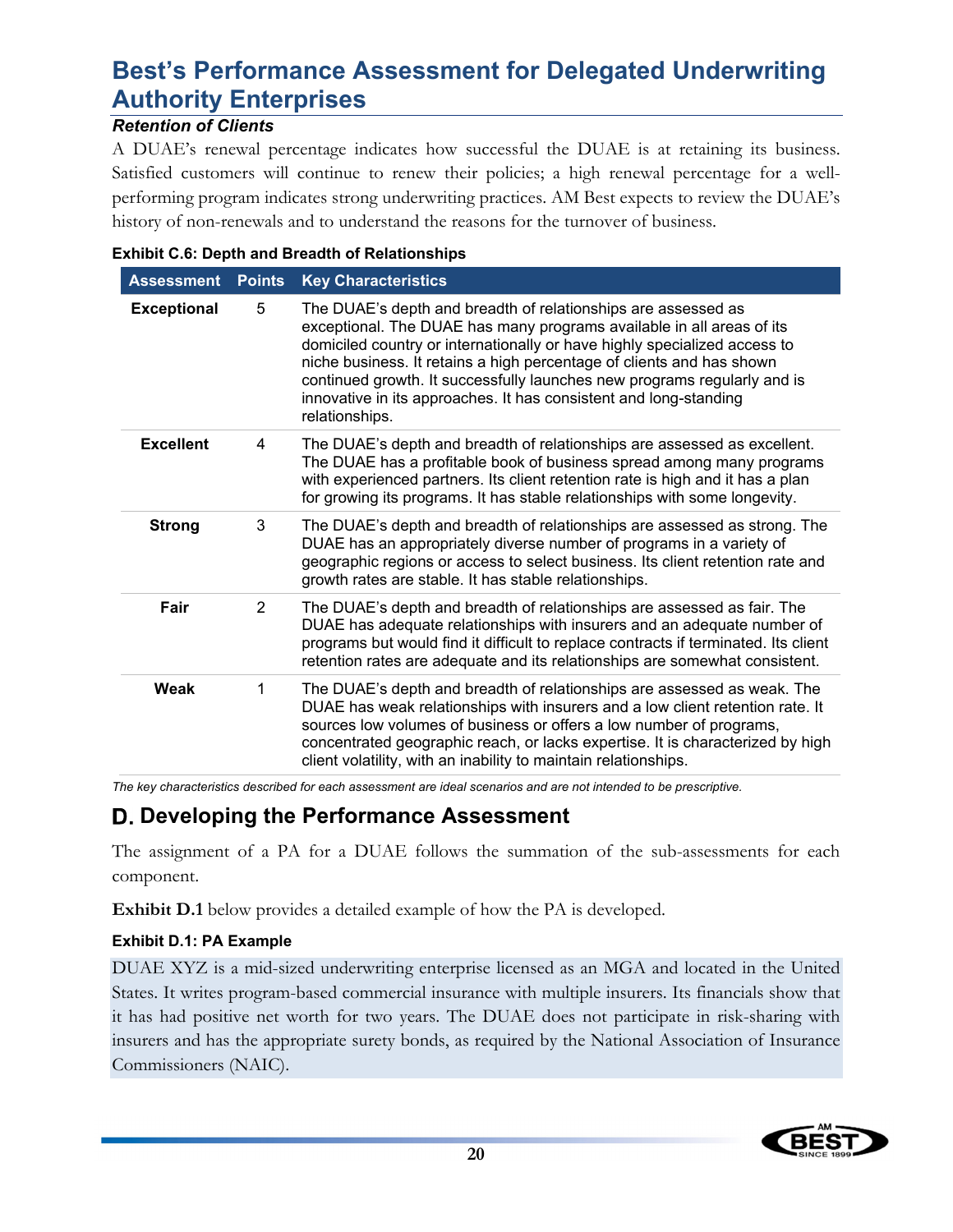# Best's Performance Assessment for Delegated Underwriting Authority Enterprises

### *Retention of Clients*

A DUAE's renewal percentage indicates how successful the DUAE is at retaining its business. Satisfied customers will continue to renew their policies; a high renewal percentage for a well-performing program indicates strong underwriting practices. AM Best expects to review the DUAE's history of non-renewals and to understand the reasons for the turnover of business.

**Exhibit C.6: Depth and Breadth of Relationships**

| Assessment | Points | Key Characteristics |
|---|---|---|
| **Exceptional** | 5 | The DUAE's depth and breadth of relationships are assessed as exceptional. The DUAE has many programs available in all areas of its domiciled country or internationally or have highly specialized access to niche business. It retains a high percentage of clients and has shown continued growth. It successfully launches new programs regularly and is innovative in its approaches. It has consistent and long-standing relationships. |
| **Excellent** | 4 | The DUAE's depth and breadth of relationships are assessed as excellent. The DUAE has a profitable book of business spread among many programs with experienced partners. Its client retention rate is high and it has a plan for growing its programs. It has stable relationships with some longevity. |
| **Strong** | 3 | The DUAE's depth and breadth of relationships are assessed as strong. The DUAE has an appropriately diverse number of programs in a variety of geographic regions or access to select business. Its client retention rate and growth rates are stable. It has stable relationships. |
| **Fair** | 2 | The DUAE's depth and breadth of relationships are assessed as fair. The DUAE has adequate relationships with insurers and an adequate number of programs but would find it difficult to replace contracts if terminated. Its client retention rates are adequate and its relationships are somewhat consistent. |
| **Weak** | 1 | The DUAE's depth and breadth of relationships are assessed as weak. The DUAE has weak relationships with insurers and a low client retention rate. It sources low volumes of business or offers a low number of programs, concentrated geographic reach, or lacks expertise. It is characterized by high client volatility, with an inability to maintain relationships. |

*The key characteristics described for each assessment are ideal scenarios and are not intended to be prescriptive.*

## D. Developing the Performance Assessment

The assignment of a PA for a DUAE follows the summation of the sub-assessments for each component.

**Exhibit D.1** below provides a detailed example of how the PA is developed.

**Exhibit D.1: PA Example**

DUAE XYZ is a mid-sized underwriting enterprise licensed as an MGA and located in the United States. It writes program-based commercial insurance with multiple insurers. Its financials show that it has had positive net worth for two years. The DUAE does not participate in risk-sharing with insurers and has the appropriate surety bonds, as required by the National Association of Insurance Commissioners (NAIC).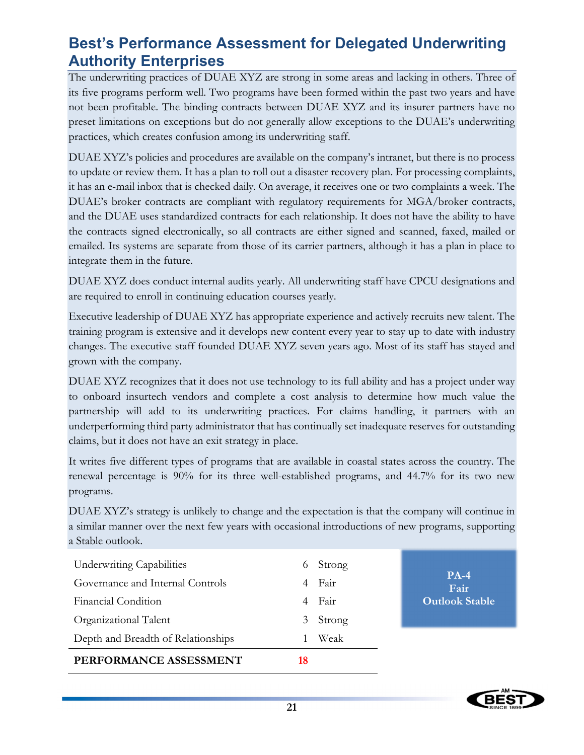## Best's Performance Assessment for Delegated Underwriting Authority Enterprises

The underwriting practices of DUAE XYZ are strong in some areas and lacking in others. Three of its five programs perform well. Two programs have been formed within the past two years and have not been profitable. The binding contracts between DUAE XYZ and its insurer partners have no preset limitations on exceptions but do not generally allow exceptions to the DUAE's underwriting practices, which creates confusion among its underwriting staff.

DUAE XYZ's policies and procedures are available on the company's intranet, but there is no process to update or review them. It has a plan to roll out a disaster recovery plan. For processing complaints, it has an e-mail inbox that is checked daily. On average, it receives one or two complaints a week. The DUAE's broker contracts are compliant with regulatory requirements for MGA/broker contracts, and the DUAE uses standardized contracts for each relationship. It does not have the ability to have the contracts signed electronically, so all contracts are either signed and scanned, faxed, mailed or emailed. Its systems are separate from those of its carrier partners, although it has a plan in place to integrate them in the future.

DUAE XYZ does conduct internal audits yearly. All underwriting staff have CPCU designations and are required to enroll in continuing education courses yearly.

Executive leadership of DUAE XYZ has appropriate experience and actively recruits new talent. The training program is extensive and it develops new content every year to stay up to date with industry changes. The executive staff founded DUAE XYZ seven years ago. Most of its staff has stayed and grown with the company.

DUAE XYZ recognizes that it does not use technology to its full ability and has a project under way to onboard insurtech vendors and complete a cost analysis to determine how much value the partnership will add to its underwriting practices. For claims handling, it partners with an underperforming third party administrator that has continually set inadequate reserves for outstanding claims, but it does not have an exit strategy in place.

It writes five different types of programs that are available in coastal states across the country. The renewal percentage is 90% for its three well-established programs, and 44.7% for its two new programs.

DUAE XYZ's strategy is unlikely to change and the expectation is that the company will continue in a similar manner over the next few years with occasional introductions of new programs, supporting a Stable outlook.

| | | |
|---|---|---|
| Underwriting Capabilities | 6 | Strong |
| Governance and Internal Controls | 4 | Fair |
| Financial Condition | 4 | Fair |
| Organizational Talent | 3 | Strong |
| Depth and Breadth of Relationships | 1 | Weak |
| **PERFORMANCE ASSESSMENT** | **18** | |

**PA-4**
**Fair**
**Outlook Stable**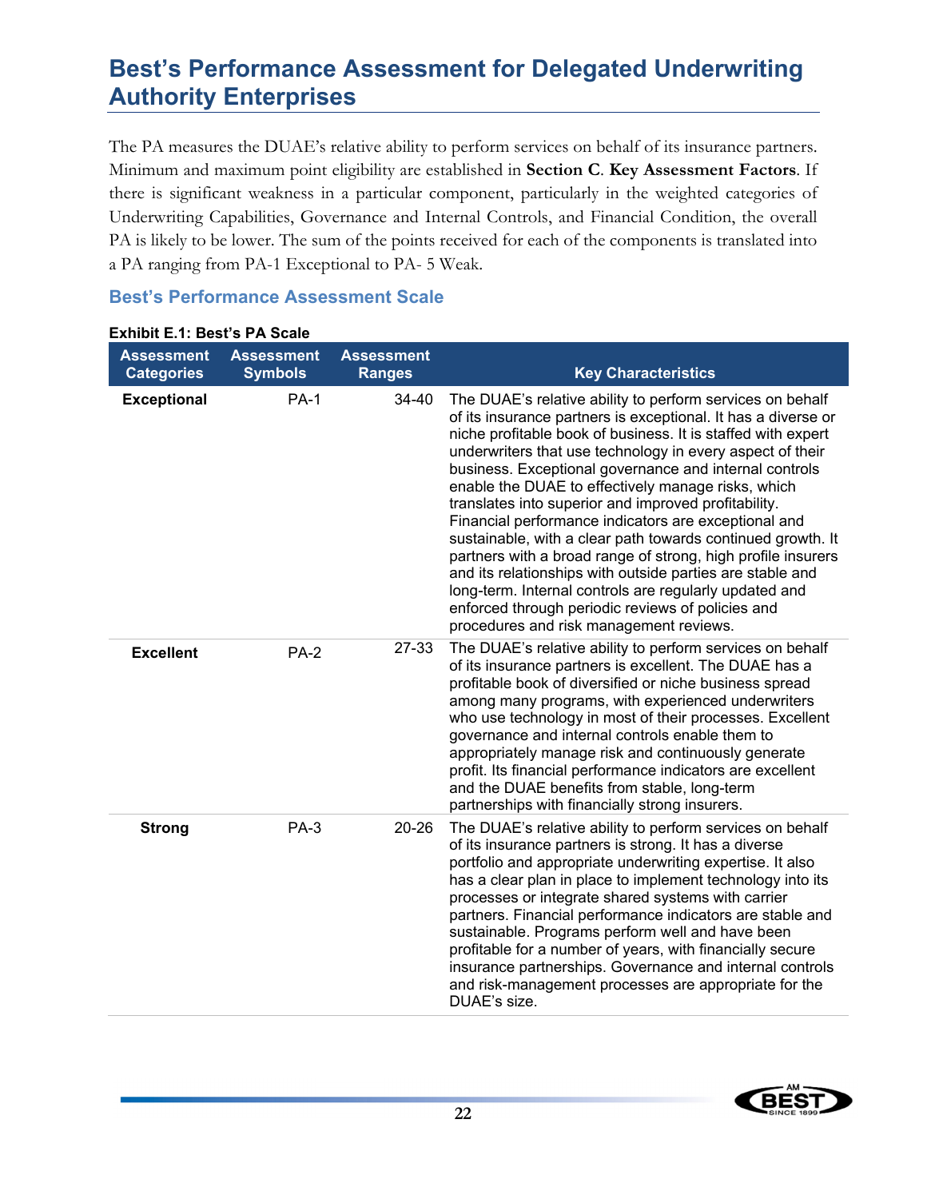## Best's Performance Assessment for Delegated Underwriting Authority Enterprises

The PA measures the DUAE's relative ability to perform services on behalf of its insurance partners. Minimum and maximum point eligibility are established in **Section C. Key Assessment Factors**. If there is significant weakness in a particular component, particularly in the weighted categories of Underwriting Capabilities, Governance and Internal Controls, and Financial Condition, the overall PA is likely to be lower. The sum of the points received for each of the components is translated into a PA ranging from PA-1 Exceptional to PA- 5 Weak.

### Best's Performance Assessment Scale

**Exhibit E.1: Best's PA Scale**

| Assessment Categories | Assessment Symbols | Assessment Ranges | Key Characteristics |
|---|---|---|---|
| **Exceptional** | PA-1 | 34-40 | The DUAE's relative ability to perform services on behalf of its insurance partners is exceptional. It has a diverse or niche profitable book of business. It is staffed with expert underwriters that use technology in every aspect of their business. Exceptional governance and internal controls enable the DUAE to effectively manage risks, which translates into superior and improved profitability. Financial performance indicators are exceptional and sustainable, with a clear path towards continued growth. It partners with a broad range of strong, high profile insurers and its relationships with outside parties are stable and long-term. Internal controls are regularly updated and enforced through periodic reviews of policies and procedures and risk management reviews. |
| **Excellent** | PA-2 | 27-33 | The DUAE's relative ability to perform services on behalf of its insurance partners is excellent. The DUAE has a profitable book of diversified or niche business spread among many programs, with experienced underwriters who use technology in most of their processes. Excellent governance and internal controls enable them to appropriately manage risk and continuously generate profit. Its financial performance indicators are excellent and the DUAE benefits from stable, long-term partnerships with financially strong insurers. |
| **Strong** | PA-3 | 20-26 | The DUAE's relative ability to perform services on behalf of its insurance partners is strong. It has a diverse portfolio and appropriate underwriting expertise. It also has a clear plan in place to implement technology into its processes or integrate shared systems with carrier partners. Financial performance indicators are stable and sustainable. Programs perform well and have been profitable for a number of years, with financially secure insurance partnerships. Governance and internal controls and risk-management processes are appropriate for the DUAE's size. |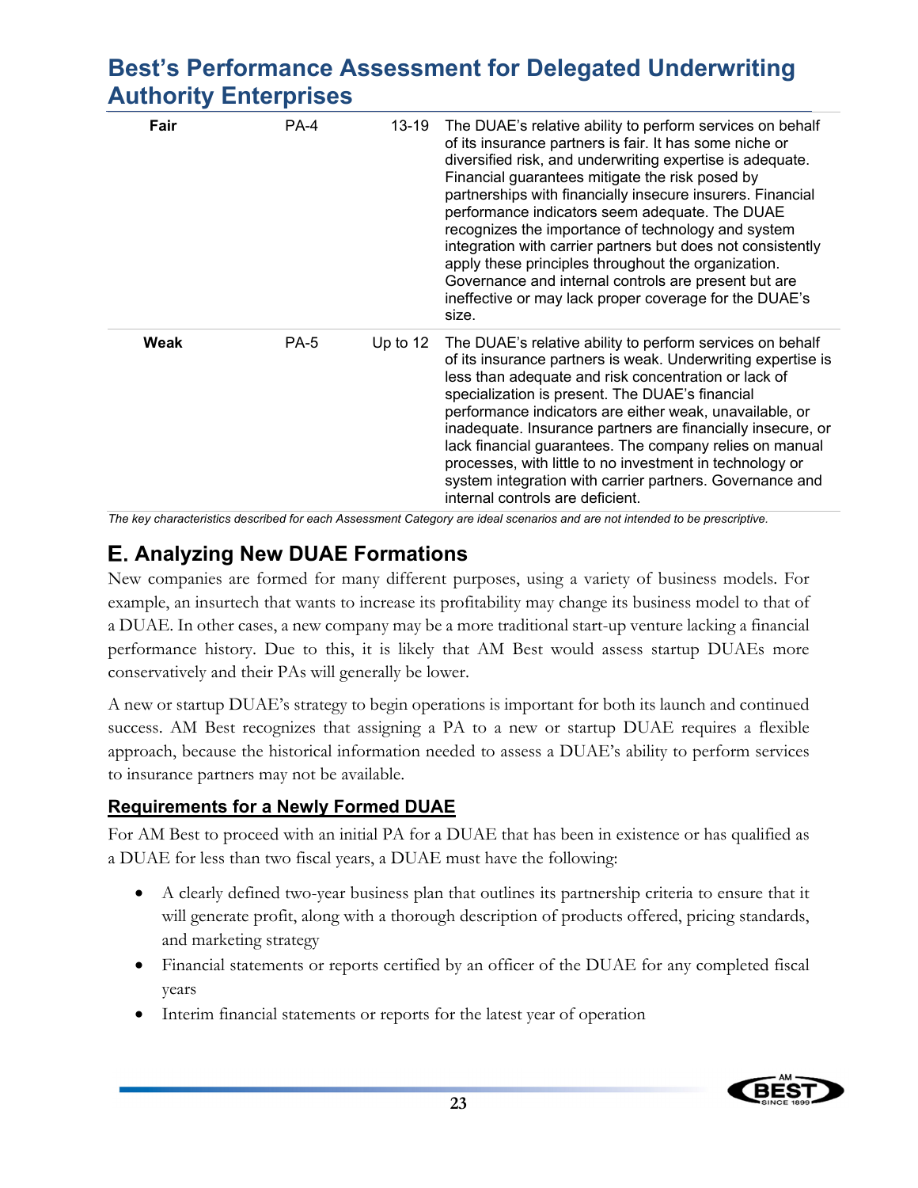| Fair | PA-4 | 13-19 | The DUAE's relative ability to perform services on behalf of its insurance partners is fair. It has some niche or diversified risk, and underwriting expertise is adequate. Financial guarantees mitigate the risk posed by partnerships with financially insecure insurers. Financial performance indicators seem adequate. The DUAE recognizes the importance of technology and system integration with carrier partners but does not consistently apply these principles throughout the organization. Governance and internal controls are present but are ineffective or may lack proper coverage for the DUAE's size. |
|---|---|---|---|
| Weak | PA-5 | Up to 12 | The DUAE's relative ability to perform services on behalf of its insurance partners is weak. Underwriting expertise is less than adequate and risk concentration or lack of specialization is present. The DUAE's financial performance indicators are either weak, unavailable, or inadequate. Insurance partners are financially insecure, or lack financial guarantees. The company relies on manual processes, with little to no investment in technology or system integration with carrier partners. Governance and internal controls are deficient. |

*The key characteristics described for each Assessment Category are ideal scenarios and are not intended to be prescriptive.*

## E. Analyzing New DUAE Formations

New companies are formed for many different purposes, using a variety of business models. For example, an insurtech that wants to increase its profitability may change its business model to that of a DUAE. In other cases, a new company may be a more traditional start-up venture lacking a financial performance history. Due to this, it is likely that AM Best would assess startup DUAEs more conservatively and their PAs will generally be lower.

A new or startup DUAE's strategy to begin operations is important for both its launch and continued success. AM Best recognizes that assigning a PA to a new or startup DUAE requires a flexible approach, because the historical information needed to assess a DUAE's ability to perform services to insurance partners may not be available.

### Requirements for a Newly Formed DUAE

For AM Best to proceed with an initial PA for a DUAE that has been in existence or has qualified as a DUAE for less than two fiscal years, a DUAE must have the following:

- A clearly defined two-year business plan that outlines its partnership criteria to ensure that it will generate profit, along with a thorough description of products offered, pricing standards, and marketing strategy
- Financial statements or reports certified by an officer of the DUAE for any completed fiscal years
- Interim financial statements or reports for the latest year of operation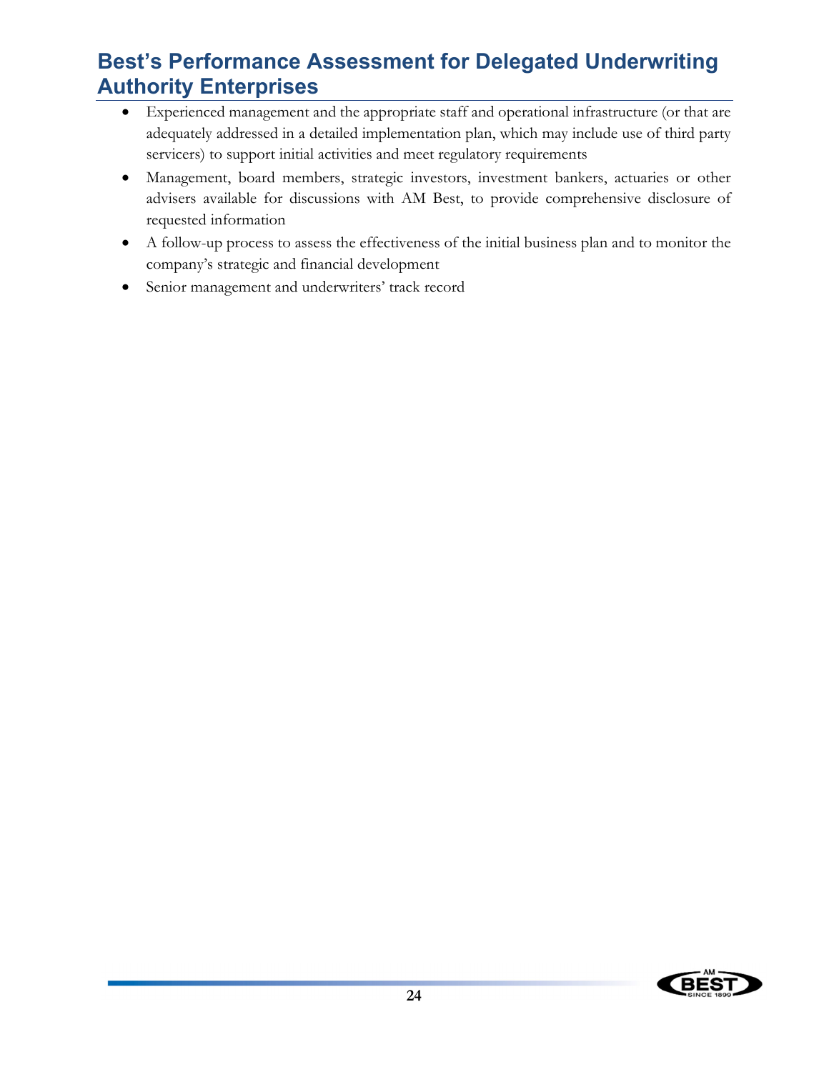- Experienced management and the appropriate staff and operational infrastructure (or that are adequately addressed in a detailed implementation plan, which may include use of third party servicers) to support initial activities and meet regulatory requirements
- Management, board members, strategic investors, investment bankers, actuaries or other advisers available for discussions with AM Best, to provide comprehensive disclosure of requested information
- A follow-up process to assess the effectiveness of the initial business plan and to monitor the company's strategic and financial development
- Senior management and underwriters' track record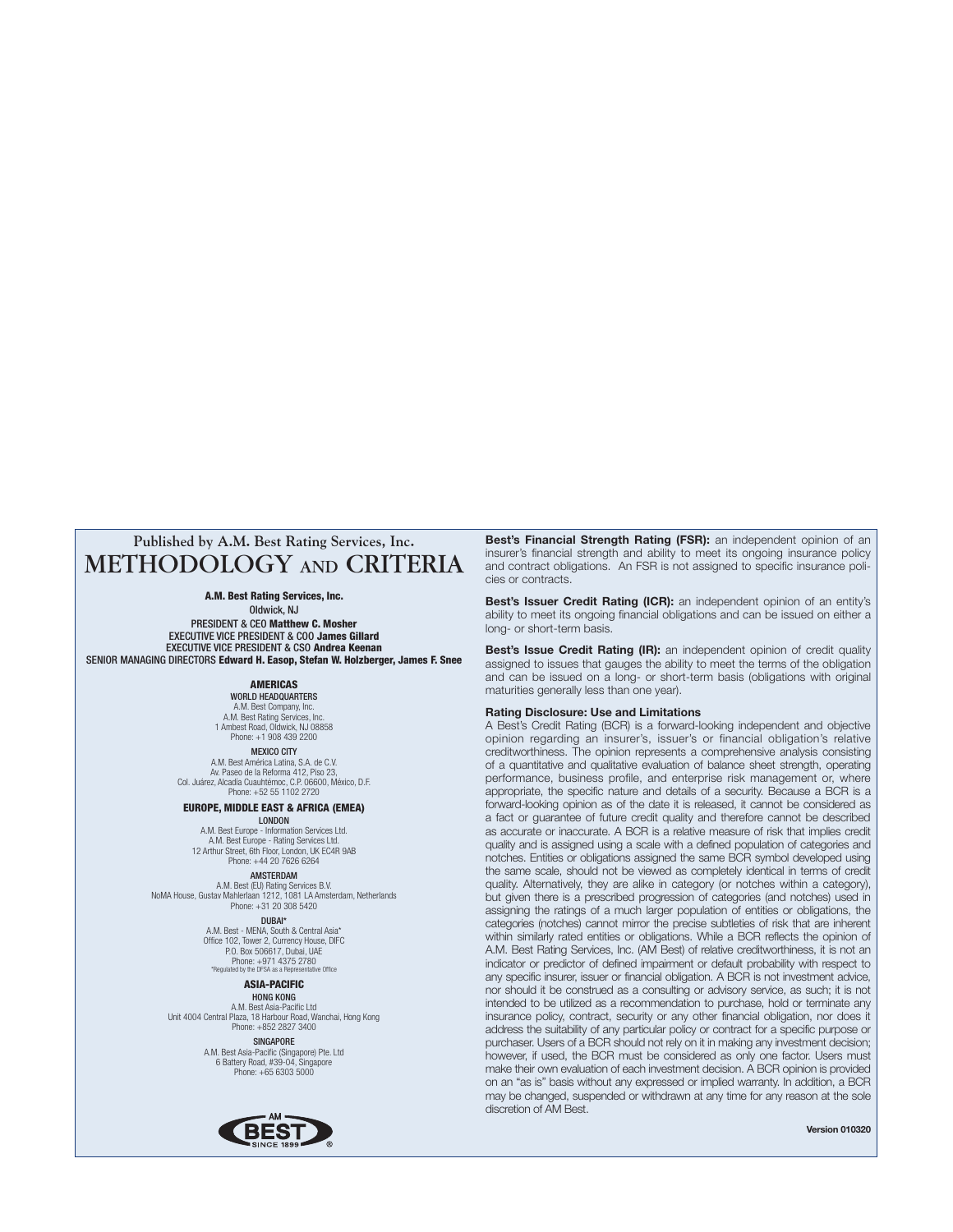Published by A.M. Best Rating Services, Inc.

# METHODOLOGY AND CRITERIA

**A.M. Best Rating Services, Inc.**
Oldwick, NJ
PRESIDENT & CEO **Matthew C. Mosher**
EXECUTIVE VICE PRESIDENT & COO **James Gillard**
EXECUTIVE VICE PRESIDENT & CSO **Andrea Keenan**
SENIOR MANAGING DIRECTORS **Edward H. Easop, Stefan W. Holzberger, James F. Snee**

**AMERICAS**

**WORLD HEADQUARTERS**
A.M. Best Company, Inc.
A.M. Best Rating Services, Inc.
1 Ambest Road, Oldwick, NJ 08858
Phone: +1 908 439 2200

**MEXICO CITY**
A.M. Best América Latina, S.A. de C.V.
Av. Paseo de la Reforma 412, Piso 23,
Col. Juárez, Alcadía Cuauhtémoc, C.P. 06600, México, D.F.
Phone: +52 55 1102 2720

**EUROPE, MIDDLE EAST & AFRICA (EMEA)**

**LONDON**
A.M. Best Europe - Information Services Ltd.
A.M. Best Europe - Rating Services Ltd.
12 Arthur Street, 6th Floor, London, UK EC4R 9AB
Phone: +44 20 7626 6264

**AMSTERDAM**
A.M. Best (EU) Rating Services B.V.
NoMA House, Gustav Mahlerlaan 1212, 1081 LA Amsterdam, Netherlands
Phone: +31 20 308 5420

**DUBAI***
A.M. Best - MENA, South & Central Asia*
Office 102, Tower 2, Currency House, DIFC
P.O. Box 506617, Dubai, UAE
Phone: +971 4375 2780
*Regulated by the DFSA as a Representative Office

**ASIA-PACIFIC**

**HONG KONG**
A.M. Best Asia-Pacific Ltd
Unit 4004 Central Plaza, 18 Harbour Road, Wanchai, Hong Kong
Phone: +852 2827 3400

**SINGAPORE**
A.M. Best Asia-Pacific (Singapore) Pte. Ltd
6 Battery Road, #39-04, Singapore
Phone: +65 6303 5000

AM BEST SINCE 1899

**Best's Financial Strength Rating (FSR):** an independent opinion of an insurer's financial strength and ability to meet its ongoing insurance policy and contract obligations. An FSR is not assigned to specific insurance policies or contracts.

**Best's Issuer Credit Rating (ICR):** an independent opinion of an entity's ability to meet its ongoing financial obligations and can be issued on either a long- or short-term basis.

**Best's Issue Credit Rating (IR):** an independent opinion of credit quality assigned to issues that gauges the ability to meet the terms of the obligation and can be issued on a long- or short-term basis (obligations with original maturities generally less than one year).

**Rating Disclosure: Use and Limitations**

A Best's Credit Rating (BCR) is a forward-looking independent and objective opinion regarding an insurer's, issuer's or financial obligation's relative creditworthiness. The opinion represents a comprehensive analysis consisting of a quantitative and qualitative evaluation of balance sheet strength, operating performance, business profile, and enterprise risk management or, where appropriate, the specific nature and details of a security. Because a BCR is a forward-looking opinion as of the date it is released, it cannot be considered as a fact or guarantee of future credit quality and therefore cannot be described as accurate or inaccurate. A BCR is a relative measure of risk that implies credit quality and is assigned using a scale with a defined population of categories and notches. Entities or obligations assigned the same BCR symbol developed using the same scale, should not be viewed as completely identical in terms of credit quality. Alternatively, they are alike in category (or notches within a category), but given there is a prescribed progression of categories (and notches) used in assigning the ratings of a much larger population of entities or obligations, the categories (notches) cannot mirror the precise subtleties of risk that are inherent within similarly rated entities or obligations. While a BCR reflects the opinion of A.M. Best Rating Services, Inc. (AM Best) of relative creditworthiness, it is not an indicator or predictor of defined impairment or default probability with respect to any specific insurer, issuer or financial obligation. A BCR is not investment advice, nor should it be construed as a consulting or advisory service, as such; it is not intended to be utilized as a recommendation to purchase, hold or terminate any insurance policy, contract, security or any other financial obligation, nor does it address the suitability of any particular policy or contract for a specific purpose or purchaser. Users of a BCR should not rely on it in making any investment decision; however, if used, the BCR must be considered as only one factor. Users must make their own evaluation of each investment decision. A BCR opinion is provided on an "as is" basis without any expressed or implied warranty. In addition, a BCR may be changed, suspended or withdrawn at any time for any reason at the sole discretion of AM Best.

**Version 010320**